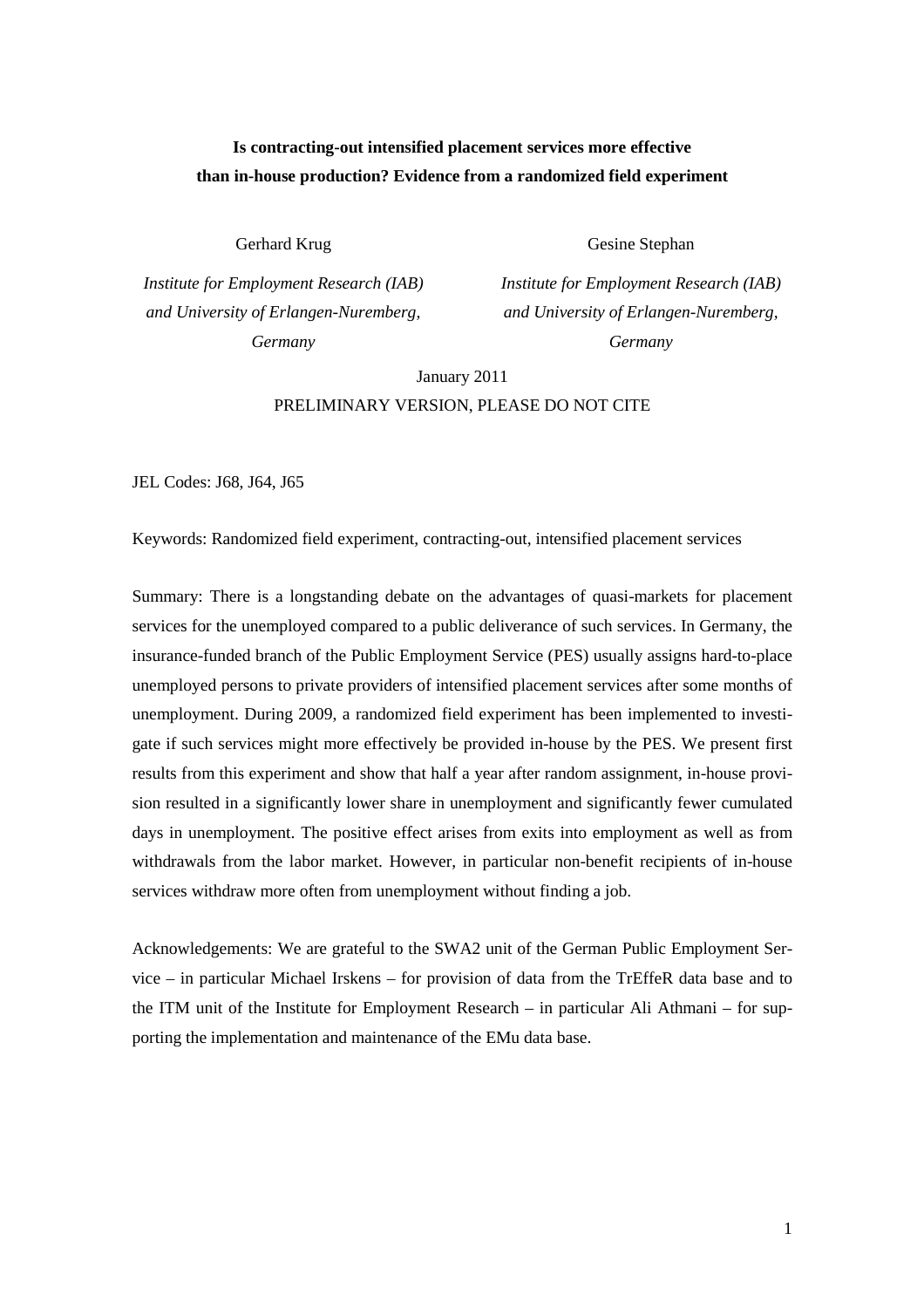# Is contracting-out intensified placement services more effective than in-house production? Evidence from a randomized field experiment

Gerhard Krug

*Institute for Employment Research (IAB) and University of Erlangen-Nuremberg, Germany*

Gesine Stephan

*Institute for Employment Research (IAB) and University of Erlangen-Nuremberg, Germany*

January 2011

PRELIMINARY VERSION, PLEASE DO NOT CITE

JEL Codes: J68, J64, J65

Keywords: Randomized field experiment, contracting-out, intensified placement services

Summary: There is a longstanding debate on the advantages of quasi-markets for placement services for the unemployed compared to a public deliverance of such services. In Germany, the insurance-funded branch of the Public Employment Service (PES) usually assigns hard-to-place unemployed persons to private providers of intensified placement services after some months of unemployment. During 2009, a randomized field experiment has been implemented to investigate if such services might more effectively be provided in-house by the PES. We present first results from this experiment and show that half a year after random assignment, in-house provision resulted in a significantly lower share in unemployment and significantly fewer cumulated days in unemployment. The positive effect arises from exits into employment as well as from withdrawals from the labor market. However, in particular non-benefit recipients of in-house services withdraw more often from unemployment without finding a job.

Acknowledgements: We are grateful to the SWA2 unit of the German Public Employment Service – in particular Michael Irskens – for provision of data from the TrEffeR data base and to the ITM unit of the Institute for Employment Research – in particular Ali Athmani – for supporting the implementation and maintenance of the EMu data base.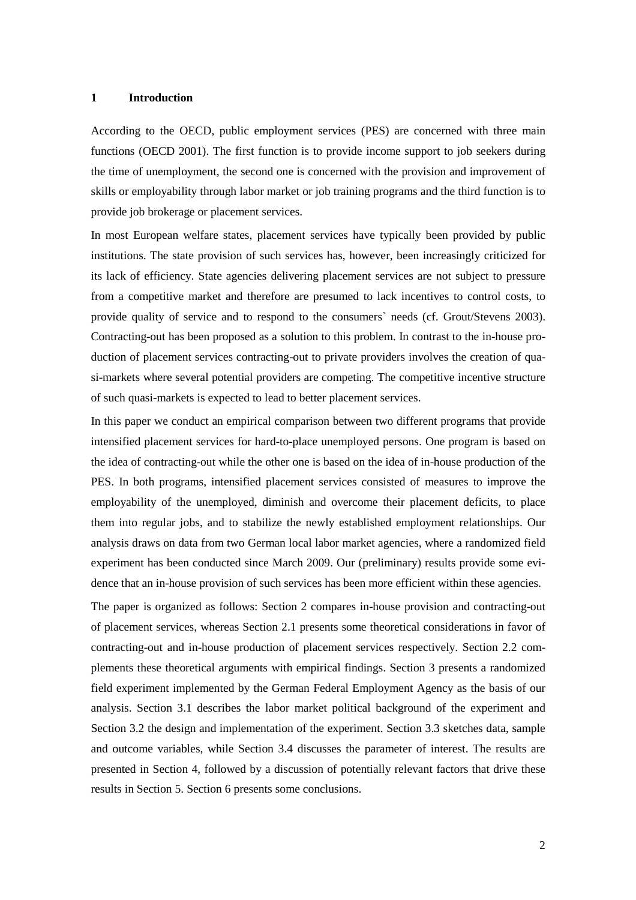# 1 Introduction

According to the OECD, public employment services (PES) are concerned with three main functions (OECD 2001). The first function is to provide income support to job seekers during the time of unemployment, the second one is concerned with the provision and improvement of skills or employability through labor market or job training programs and the third function is to provide job brokerage or placement services.

In most European welfare states, placement services have typically been provided by public institutions. The state provision of such services has, however, been increasingly criticized for its lack of efficiency. State agencies delivering placement services are not subject to pressure from a competitive market and therefore are presumed to lack incentives to control costs, to provide quality of service and to respond to the consumers` needs (cf. Grout/Stevens 2003). Contracting-out has been proposed as a solution to this problem. In contrast to the in-house production of placement services contracting-out to private providers involves the creation of quasi-markets where several potential providers are competing. The competitive incentive structure of such quasi-markets is expected to lead to better placement services.

In this paper we conduct an empirical comparison between two different programs that provide intensified placement services for hard-to-place unemployed persons. One program is based on the idea of contracting-out while the other one is based on the idea of in-house production of the PES. In both programs, intensified placement services consisted of measures to improve the employability of the unemployed, diminish and overcome their placement deficits, to place them into regular jobs, and to stabilize the newly established employment relationships. Our analysis draws on data from two German local labor market agencies, where a randomized field experiment has been conducted since March 2009. Our (preliminary) results provide some evidence that an in-house provision of such services has been more efficient within these agencies.

The paper is organized as follows: Section 2 compares in-house provision and contracting-out of placement services, whereas Section 2.1 presents some theoretical considerations in favor of contracting-out and in-house production of placement services respectively. Section 2.2 complements these theoretical arguments with empirical findings. Section 3 presents a randomized field experiment implemented by the German Federal Employment Agency as the basis of our analysis. Section 3.1 describes the labor market political background of the experiment and Section 3.2 the design and implementation of the experiment. Section 3.3 sketches data, sample and outcome variables, while Section 3.4 discusses the parameter of interest. The results are presented in Section 4, followed by a discussion of potentially relevant factors that drive these results in Section 5. Section 6 presents some conclusions.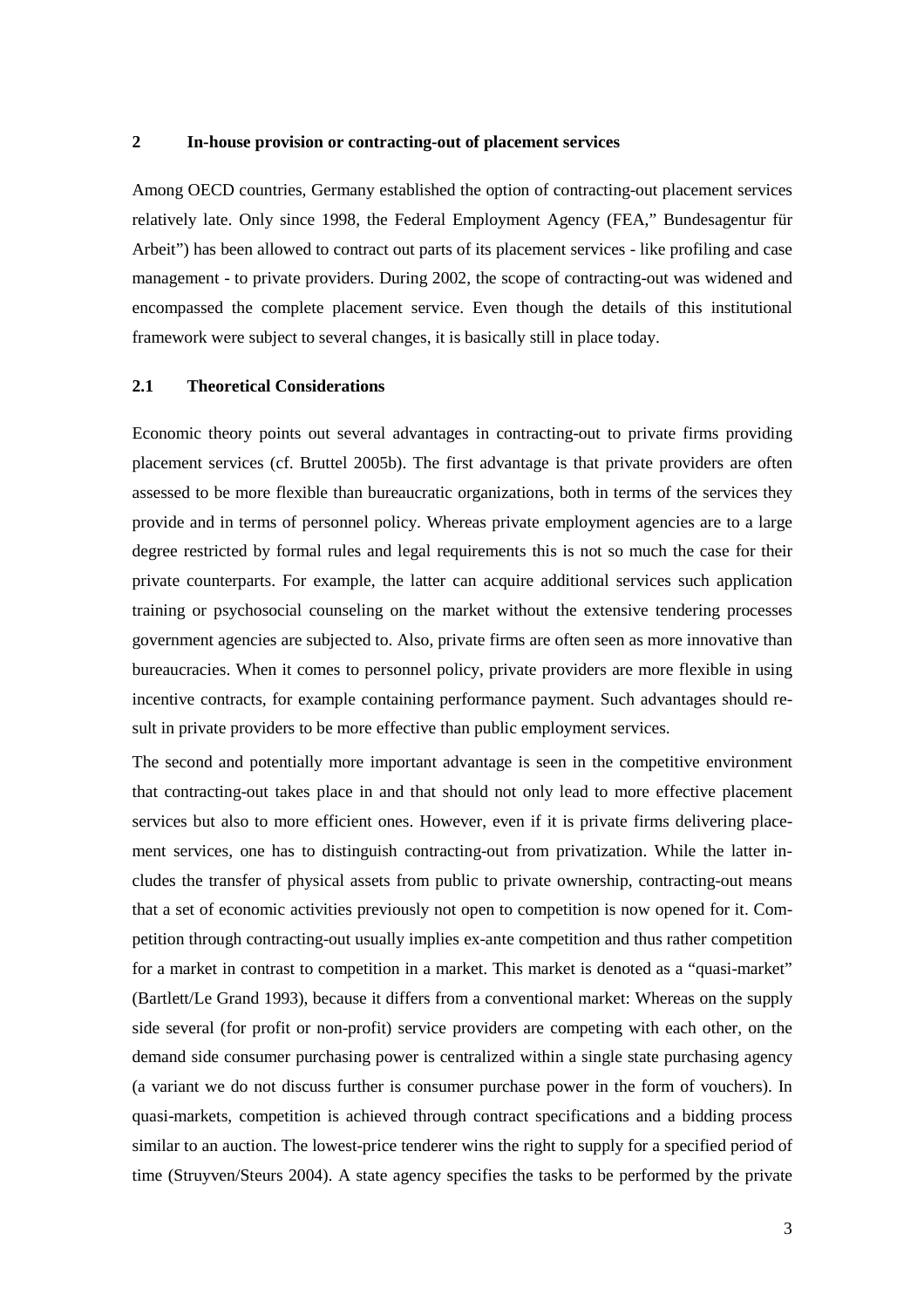## 2 In-house provision or contracting-out of placement services

Among OECD countries, Germany established the option of contracting-out placement services relatively late. Only since 1998, the Federal Employment Agency (FEA," Bundesagentur für Arbeit") has been allowed to contract out parts of its placement services - like profiling and case management - to private providers. During 2002, the scope of contracting-out was widened and encompassed the complete placement service. Even though the details of this institutional framework were subject to several changes, it is basically still in place today.

### 2.1 Theoretical Considerations

Economic theory points out several advantages in contracting-out to private firms providing placement services (cf. Bruttel 2005b). The first advantage is that private providers are often assessed to be more flexible than bureaucratic organizations, both in terms of the services they provide and in terms of personnel policy. Whereas private employment agencies are to a large degree restricted by formal rules and legal requirements this is not so much the case for their private counterparts. For example, the latter can acquire additional services such application training or psychosocial counseling on the market without the extensive tendering processes government agencies are subjected to. Also, private firms are often seen as more innovative than bureaucracies. When it comes to personnel policy, private providers are more flexible in using incentive contracts, for example containing performance payment. Such advantages should result in private providers to be more effective than public employment services.

The second and potentially more important advantage is seen in the competitive environment that contracting-out takes place in and that should not only lead to more effective placement services but also to more efficient ones. However, even if it is private firms delivering placement services, one has to distinguish contracting-out from privatization. While the latter includes the transfer of physical assets from public to private ownership, contracting-out means that a set of economic activities previously not open to competition is now opened for it. Competition through contracting-out usually implies ex-ante competition and thus rather competition for a market in contrast to competition in a market. This market is denoted as a "quasi-market" (Bartlett/Le Grand 1993), because it differs from a conventional market: Whereas on the supply side several (for profit or non-profit) service providers are competing with each other, on the demand side consumer purchasing power is centralized within a single state purchasing agency (a variant we do not discuss further is consumer purchase power in the form of vouchers). In quasi-markets, competition is achieved through contract specifications and a bidding process similar to an auction. The lowest-price tenderer wins the right to supply for a specified period of time (Struyven/Steurs 2004). A state agency specifies the tasks to be performed by the private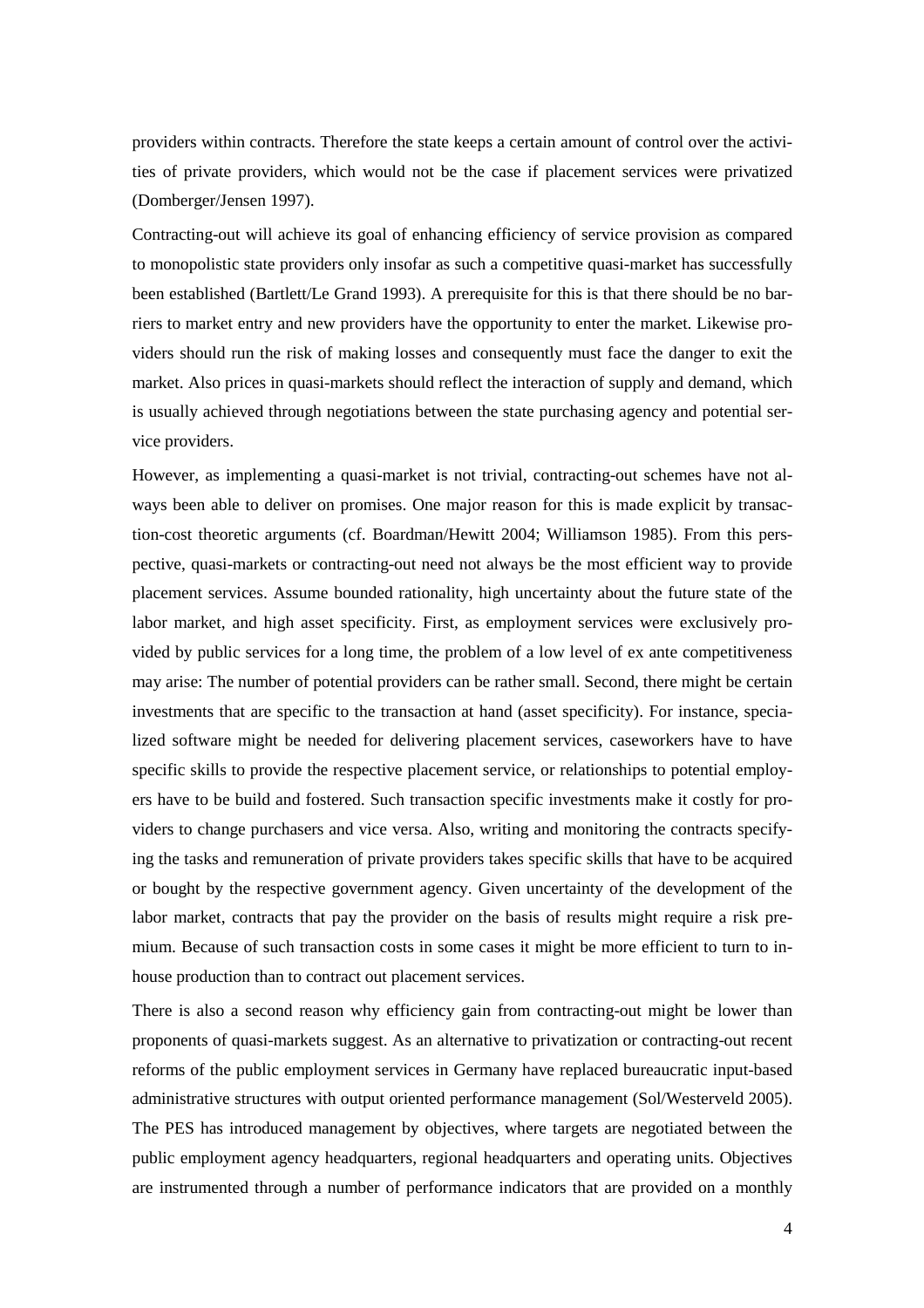providers within contracts. Therefore the state keeps a certain amount of control over the activities of private providers, which would not be the case if placement services were privatized (Domberger/Jensen 1997).

Contracting-out will achieve its goal of enhancing efficiency of service provision as compared to monopolistic state providers only insofar as such a competitive quasi-market has successfully been established (Bartlett/Le Grand 1993). A prerequisite for this is that there should be no barriers to market entry and new providers have the opportunity to enter the market. Likewise providers should run the risk of making losses and consequently must face the danger to exit the market. Also prices in quasi-markets should reflect the interaction of supply and demand, which is usually achieved through negotiations between the state purchasing agency and potential service providers.

However, as implementing a quasi-market is not trivial, contracting-out schemes have not always been able to deliver on promises. One major reason for this is made explicit by transaction-cost theoretic arguments (cf. Boardman/Hewitt 2004; Williamson 1985). From this perspective, quasi-markets or contracting-out need not always be the most efficient way to provide placement services. Assume bounded rationality, high uncertainty about the future state of the labor market, and high asset specificity. First, as employment services were exclusively provided by public services for a long time, the problem of a low level of ex ante competitiveness may arise: The number of potential providers can be rather small. Second, there might be certain investments that are specific to the transaction at hand (asset specificity). For instance, specialized software might be needed for delivering placement services, caseworkers have to have specific skills to provide the respective placement service, or relationships to potential employers have to be build and fostered. Such transaction specific investments make it costly for providers to change purchasers and vice versa. Also, writing and monitoring the contracts specifying the tasks and remuneration of private providers takes specific skills that have to be acquired or bought by the respective government agency. Given uncertainty of the development of the labor market, contracts that pay the provider on the basis of results might require a risk premium. Because of such transaction costs in some cases it might be more efficient to turn to in-house production than to contract out placement services.

There is also a second reason why efficiency gain from contracting-out might be lower than proponents of quasi-markets suggest. As an alternative to privatization or contracting-out recent reforms of the public employment services in Germany have replaced bureaucratic input-based administrative structures with output oriented performance management (Sol/Westerveld 2005). The PES has introduced management by objectives, where targets are negotiated between the public employment agency headquarters, regional headquarters and operating units. Objectives are instrumented through a number of performance indicators that are provided on a monthly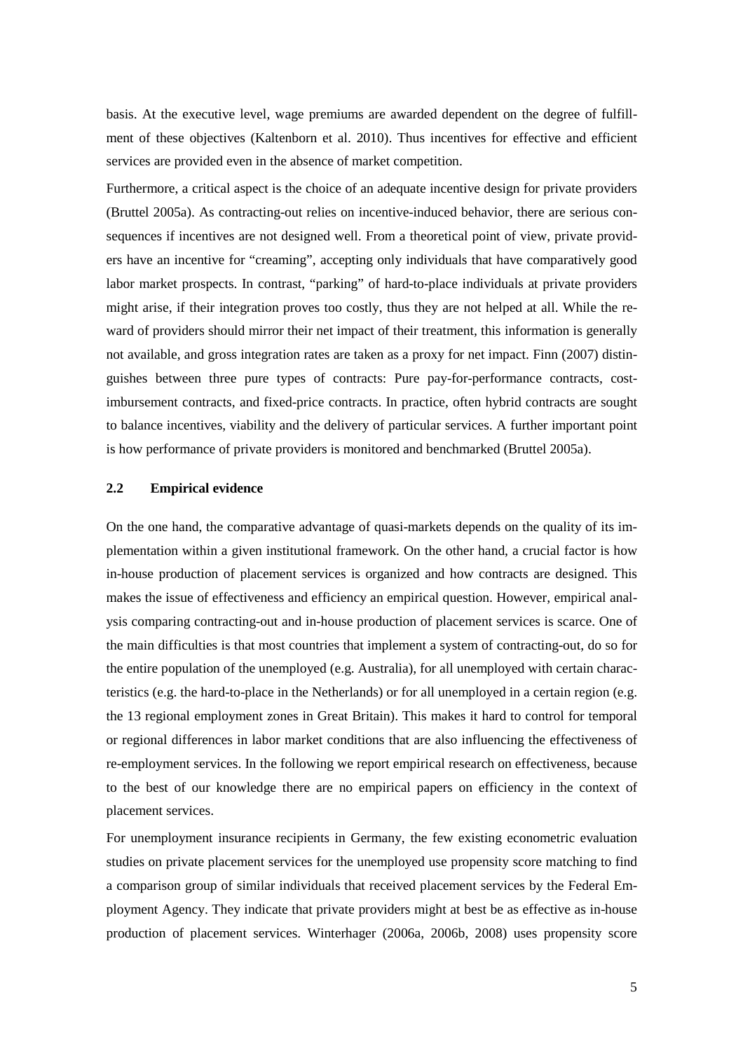basis. At the executive level, wage premiums are awarded dependent on the degree of fulfillment of these objectives (Kaltenborn et al. 2010). Thus incentives for effective and efficient services are provided even in the absence of market competition.

Furthermore, a critical aspect is the choice of an adequate incentive design for private providers (Bruttel 2005a). As contracting-out relies on incentive-induced behavior, there are serious consequences if incentives are not designed well. From a theoretical point of view, private providers have an incentive for "creaming", accepting only individuals that have comparatively good labor market prospects. In contrast, "parking" of hard-to-place individuals at private providers might arise, if their integration proves too costly, thus they are not helped at all. While the reward of providers should mirror their net impact of their treatment, this information is generally not available, and gross integration rates are taken as a proxy for net impact. Finn (2007) distinguishes between three pure types of contracts: Pure pay-for-performance contracts, cost-imbursement contracts, and fixed-price contracts. In practice, often hybrid contracts are sought to balance incentives, viability and the delivery of particular services. A further important point is how performance of private providers is monitored and benchmarked (Bruttel 2005a).

## 2.2 Empirical evidence

On the one hand, the comparative advantage of quasi-markets depends on the quality of its implementation within a given institutional framework. On the other hand, a crucial factor is how in-house production of placement services is organized and how contracts are designed. This makes the issue of effectiveness and efficiency an empirical question. However, empirical analysis comparing contracting-out and in-house production of placement services is scarce. One of the main difficulties is that most countries that implement a system of contracting-out, do so for the entire population of the unemployed (e.g. Australia), for all unemployed with certain characteristics (e.g. the hard-to-place in the Netherlands) or for all unemployed in a certain region (e.g. the 13 regional employment zones in Great Britain). This makes it hard to control for temporal or regional differences in labor market conditions that are also influencing the effectiveness of re-employment services. In the following we report empirical research on effectiveness, because to the best of our knowledge there are no empirical papers on efficiency in the context of placement services.

For unemployment insurance recipients in Germany, the few existing econometric evaluation studies on private placement services for the unemployed use propensity score matching to find a comparison group of similar individuals that received placement services by the Federal Employment Agency. They indicate that private providers might at best be as effective as in-house production of placement services. Winterhager (2006a, 2006b, 2008) uses propensity score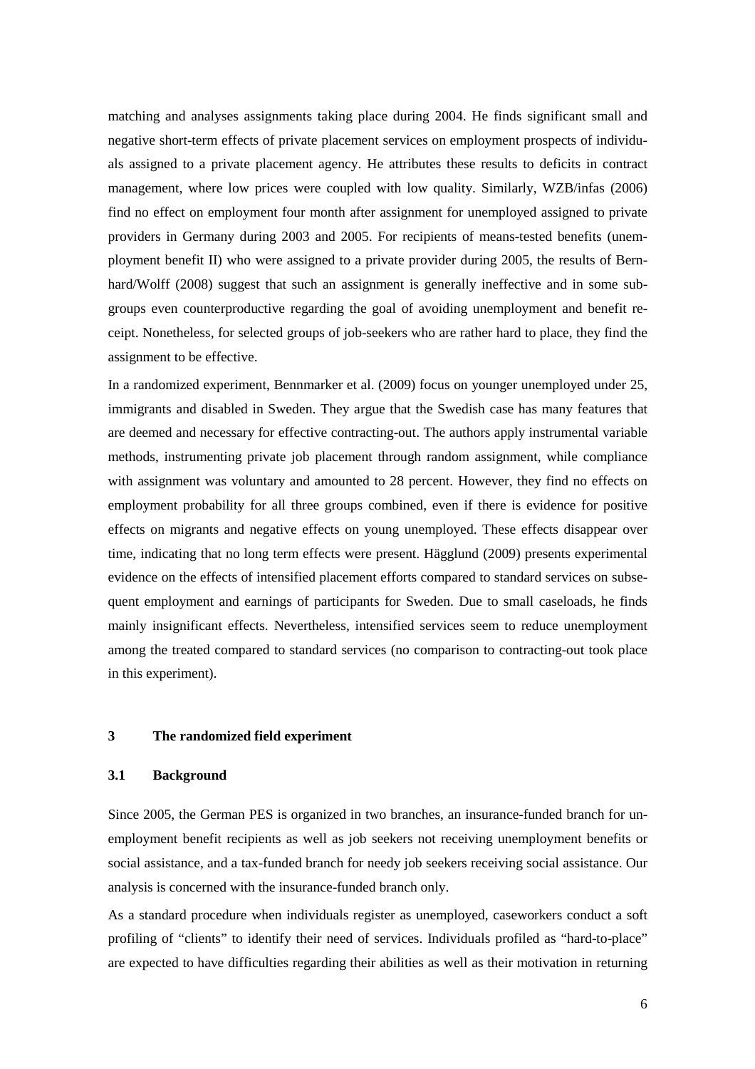matching and analyses assignments taking place during 2004. He finds significant small and negative short-term effects of private placement services on employment prospects of individuals assigned to a private placement agency. He attributes these results to deficits in contract management, where low prices were coupled with low quality. Similarly, WZB/infas (2006) find no effect on employment four month after assignment for unemployed assigned to private providers in Germany during 2003 and 2005. For recipients of means-tested benefits (unemployment benefit II) who were assigned to a private provider during 2005, the results of Bernhard/Wolff (2008) suggest that such an assignment is generally ineffective and in some subgroups even counterproductive regarding the goal of avoiding unemployment and benefit receipt. Nonetheless, for selected groups of job-seekers who are rather hard to place, they find the assignment to be effective.

In a randomized experiment, Bennmarker et al. (2009) focus on younger unemployed under 25, immigrants and disabled in Sweden. They argue that the Swedish case has many features that are deemed and necessary for effective contracting-out. The authors apply instrumental variable methods, instrumenting private job placement through random assignment, while compliance with assignment was voluntary and amounted to 28 percent. However, they find no effects on employment probability for all three groups combined, even if there is evidence for positive effects on migrants and negative effects on young unemployed. These effects disappear over time, indicating that no long term effects were present. Hägglund (2009) presents experimental evidence on the effects of intensified placement efforts compared to standard services on subsequent employment and earnings of participants for Sweden. Due to small caseloads, he finds mainly insignificant effects. Nevertheless, intensified services seem to reduce unemployment among the treated compared to standard services (no comparison to contracting-out took place in this experiment).

## 3 The randomized field experiment

### 3.1 Background

Since 2005, the German PES is organized in two branches, an insurance-funded branch for unemployment benefit recipients as well as job seekers not receiving unemployment benefits or social assistance, and a tax-funded branch for needy job seekers receiving social assistance. Our analysis is concerned with the insurance-funded branch only.

As a standard procedure when individuals register as unemployed, caseworkers conduct a soft profiling of "clients" to identify their need of services. Individuals profiled as "hard-to-place" are expected to have difficulties regarding their abilities as well as their motivation in returning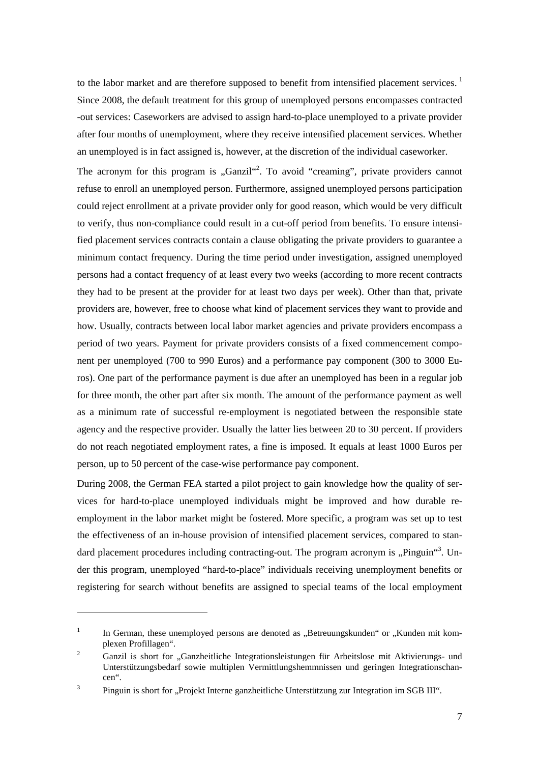to the labor market and are therefore supposed to benefit from intensified placement services. [1] Since 2008, the default treatment for this group of unemployed persons encompasses contracted -out services: Caseworkers are advised to assign hard-to-place unemployed to a private provider after four months of unemployment, where they receive intensified placement services. Whether an unemployed is in fact assigned is, however, at the discretion of the individual caseworker.

The acronym for this program is „Ganzil“[2]. To avoid "creaming", private providers cannot refuse to enroll an unemployed person. Furthermore, assigned unemployed persons participation could reject enrollment at a private provider only for good reason, which would be very difficult to verify, thus non-compliance could result in a cut-off period from benefits. To ensure intensified placement services contracts contain a clause obligating the private providers to guarantee a minimum contact frequency. During the time period under investigation, assigned unemployed persons had a contact frequency of at least every two weeks (according to more recent contracts they had to be present at the provider for at least two days per week). Other than that, private providers are, however, free to choose what kind of placement services they want to provide and how. Usually, contracts between local labor market agencies and private providers encompass a period of two years. Payment for private providers consists of a fixed commencement component per unemployed (700 to 990 Euros) and a performance pay component (300 to 3000 Euros). One part of the performance payment is due after an unemployed has been in a regular job for three month, the other part after six month. The amount of the performance payment as well as a minimum rate of successful re-employment is negotiated between the responsible state agency and the respective provider. Usually the latter lies between 20 to 30 percent. If providers do not reach negotiated employment rates, a fine is imposed. It equals at least 1000 Euros per person, up to 50 percent of the case-wise performance pay component.

During 2008, the German FEA started a pilot project to gain knowledge how the quality of services for hard-to-place unemployed individuals might be improved and how durable re-employment in the labor market might be fostered. More specific, a program was set up to test the effectiveness of an in-house provision of intensified placement services, compared to standard placement procedures including contracting-out. The program acronym is „Pinguin“[3]. Under this program, unemployed "hard-to-place" individuals receiving unemployment benefits or registering for search without benefits are assigned to special teams of the local employment

---

[1] In German, these unemployed persons are denoted as „Betreuungskunden“ or „Kunden mit komplexen Profillagen“.

[2] Ganzil is short for „Ganzheitliche Integrationsleistungen für Arbeitslose mit Aktivierungs- und Unterstützungsbedarf sowie multiplen Vermittlungshemmnissen und geringen Integrationschancen“.

[3] Pinguin is short for „Projekt Interne ganzheitliche Unterstützung zur Integration im SGB III“.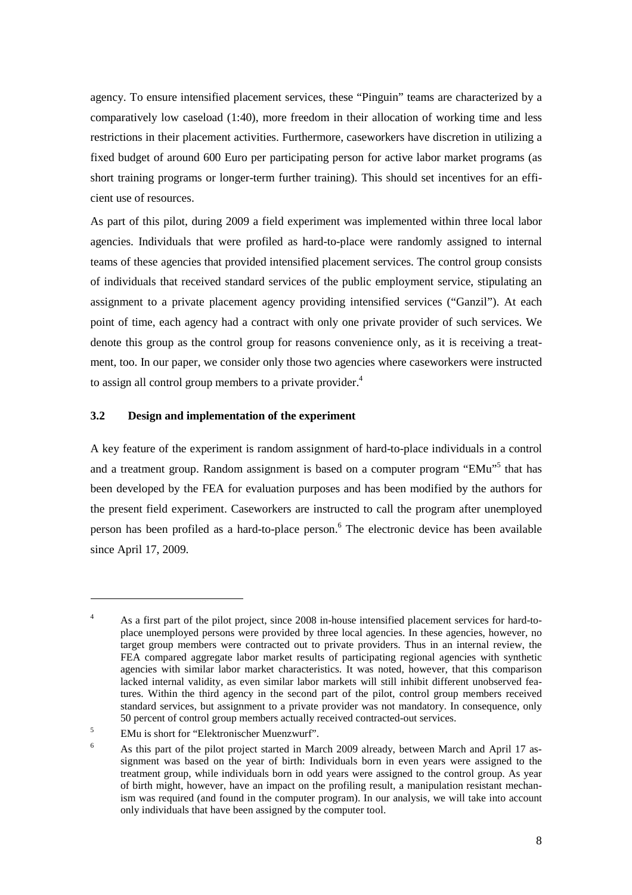agency. To ensure intensified placement services, these "Pinguin" teams are characterized by a comparatively low caseload (1:40), more freedom in their allocation of working time and less restrictions in their placement activities. Furthermore, caseworkers have discretion in utilizing a fixed budget of around 600 Euro per participating person for active labor market programs (as short training programs or longer-term further training). This should set incentives for an efficient use of resources.

As part of this pilot, during 2009 a field experiment was implemented within three local labor agencies. Individuals that were profiled as hard-to-place were randomly assigned to internal teams of these agencies that provided intensified placement services. The control group consists of individuals that received standard services of the public employment service, stipulating an assignment to a private placement agency providing intensified services ("Ganzil"). At each point of time, each agency had a contract with only one private provider of such services. We denote this group as the control group for reasons convenience only, as it is receiving a treatment, too. In our paper, we consider only those two agencies where caseworkers were instructed to assign all control group members to a private provider.[4]

### 3.2 Design and implementation of the experiment

A key feature of the experiment is random assignment of hard-to-place individuals in a control and a treatment group. Random assignment is based on a computer program "EMu"[5] that has been developed by the FEA for evaluation purposes and has been modified by the authors for the present field experiment. Caseworkers are instructed to call the program after unemployed person has been profiled as a hard-to-place person.[6] The electronic device has been available since April 17, 2009.

---

[4] As a first part of the pilot project, since 2008 in-house intensified placement services for hard-to-place unemployed persons were provided by three local agencies. In these agencies, however, no target group members were contracted out to private providers. Thus in an internal review, the FEA compared aggregate labor market results of participating regional agencies with synthetic agencies with similar labor market characteristics. It was noted, however, that this comparison lacked internal validity, as even similar labor markets will still inhibit different unobserved features. Within the third agency in the second part of the pilot, control group members received standard services, but assignment to a private provider was not mandatory. In consequence, only 50 percent of control group members actually received contracted-out services.

[5] EMu is short for "Elektronischer Muenzwurf".

[6] As this part of the pilot project started in March 2009 already, between March and April 17 assignment was based on the year of birth: Individuals born in even years were assigned to the treatment group, while individuals born in odd years were assigned to the control group. As year of birth might, however, have an impact on the profiling result, a manipulation resistant mechanism was required (and found in the computer program). In our analysis, we will take into account only individuals that have been assigned by the computer tool.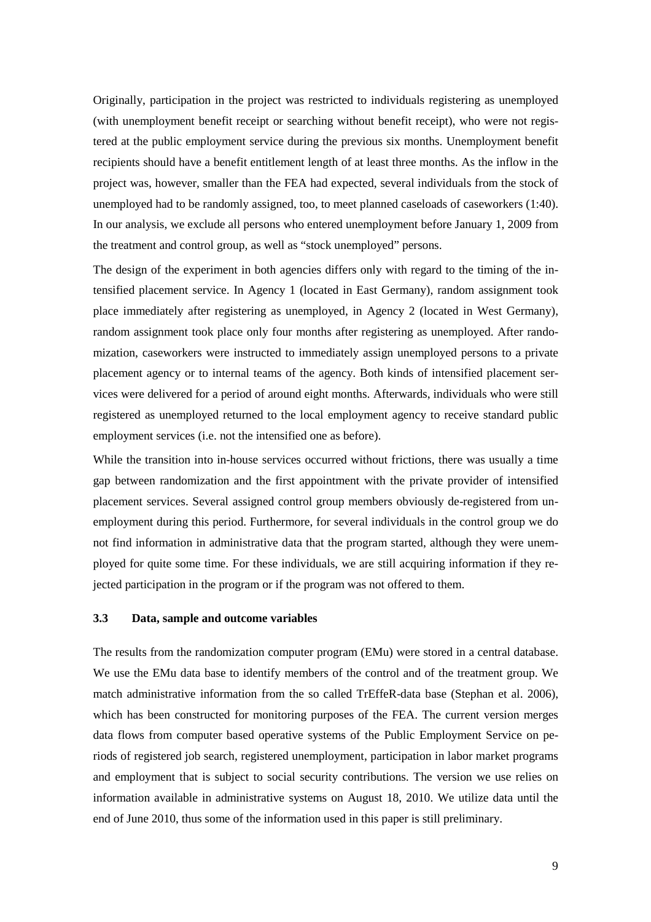Originally, participation in the project was restricted to individuals registering as unemployed (with unemployment benefit receipt or searching without benefit receipt), who were not registered at the public employment service during the previous six months. Unemployment benefit recipients should have a benefit entitlement length of at least three months. As the inflow in the project was, however, smaller than the FEA had expected, several individuals from the stock of unemployed had to be randomly assigned, too, to meet planned caseloads of caseworkers (1:40). In our analysis, we exclude all persons who entered unemployment before January 1, 2009 from the treatment and control group, as well as "stock unemployed" persons.

The design of the experiment in both agencies differs only with regard to the timing of the intensified placement service. In Agency 1 (located in East Germany), random assignment took place immediately after registering as unemployed, in Agency 2 (located in West Germany), random assignment took place only four months after registering as unemployed. After randomization, caseworkers were instructed to immediately assign unemployed persons to a private placement agency or to internal teams of the agency. Both kinds of intensified placement services were delivered for a period of around eight months. Afterwards, individuals who were still registered as unemployed returned to the local employment agency to receive standard public employment services (i.e. not the intensified one as before).

While the transition into in-house services occurred without frictions, there was usually a time gap between randomization and the first appointment with the private provider of intensified placement services. Several assigned control group members obviously de-registered from unemployment during this period. Furthermore, for several individuals in the control group we do not find information in administrative data that the program started, although they were unemployed for quite some time. For these individuals, we are still acquiring information if they rejected participation in the program or if the program was not offered to them.

### 3.3 Data, sample and outcome variables

The results from the randomization computer program (EMu) were stored in a central database. We use the EMu data base to identify members of the control and of the treatment group. We match administrative information from the so called TrEffeR-data base (Stephan et al. 2006), which has been constructed for monitoring purposes of the FEA. The current version merges data flows from computer based operative systems of the Public Employment Service on periods of registered job search, registered unemployment, participation in labor market programs and employment that is subject to social security contributions. The version we use relies on information available in administrative systems on August 18, 2010. We utilize data until the end of June 2010, thus some of the information used in this paper is still preliminary.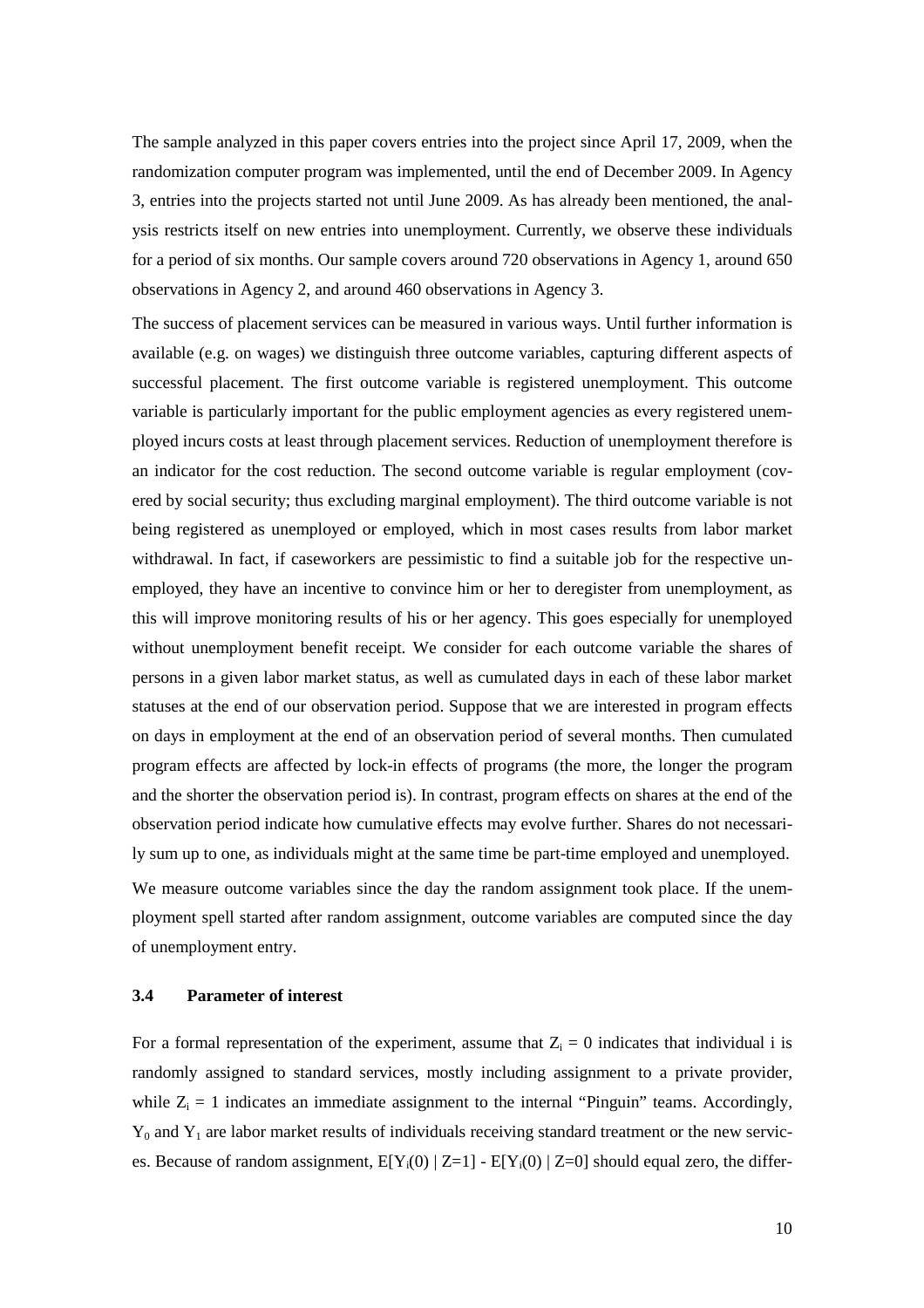The sample analyzed in this paper covers entries into the project since April 17, 2009, when the randomization computer program was implemented, until the end of December 2009. In Agency 3, entries into the projects started not until June 2009. As has already been mentioned, the analysis restricts itself on new entries into unemployment. Currently, we observe these individuals for a period of six months. Our sample covers around 720 observations in Agency 1, around 650 observations in Agency 2, and around 460 observations in Agency 3.

The success of placement services can be measured in various ways. Until further information is available (e.g. on wages) we distinguish three outcome variables, capturing different aspects of successful placement. The first outcome variable is registered unemployment. This outcome variable is particularly important for the public employment agencies as every registered unemployed incurs costs at least through placement services. Reduction of unemployment therefore is an indicator for the cost reduction. The second outcome variable is regular employment (covered by social security; thus excluding marginal employment). The third outcome variable is not being registered as unemployed or employed, which in most cases results from labor market withdrawal. In fact, if caseworkers are pessimistic to find a suitable job for the respective unemployed, they have an incentive to convince him or her to deregister from unemployment, as this will improve monitoring results of his or her agency. This goes especially for unemployed without unemployment benefit receipt. We consider for each outcome variable the shares of persons in a given labor market status, as well as cumulated days in each of these labor market statuses at the end of our observation period. Suppose that we are interested in program effects on days in employment at the end of an observation period of several months. Then cumulated program effects are affected by lock-in effects of programs (the more, the longer the program and the shorter the observation period is). In contrast, program effects on shares at the end of the observation period indicate how cumulative effects may evolve further. Shares do not necessarily sum up to one, as individuals might at the same time be part-time employed and unemployed.

We measure outcome variables since the day the random assignment took place. If the unemployment spell started after random assignment, outcome variables are computed since the day of unemployment entry.

### 3.4 Parameter of interest

For a formal representation of the experiment, assume that $Z_i = 0$ indicates that individual i is randomly assigned to standard services, mostly including assignment to a private provider, while $Z_i = 1$ indicates an immediate assignment to the internal "Pinguin" teams. Accordingly, $Y_0$ and $Y_1$ are labor market results of individuals receiving standard treatment or the new services. Because of random assignment, $E[Y_i(0) \mid Z=1] - E[Y_i(0) \mid Z=0]$ should equal zero, the differ-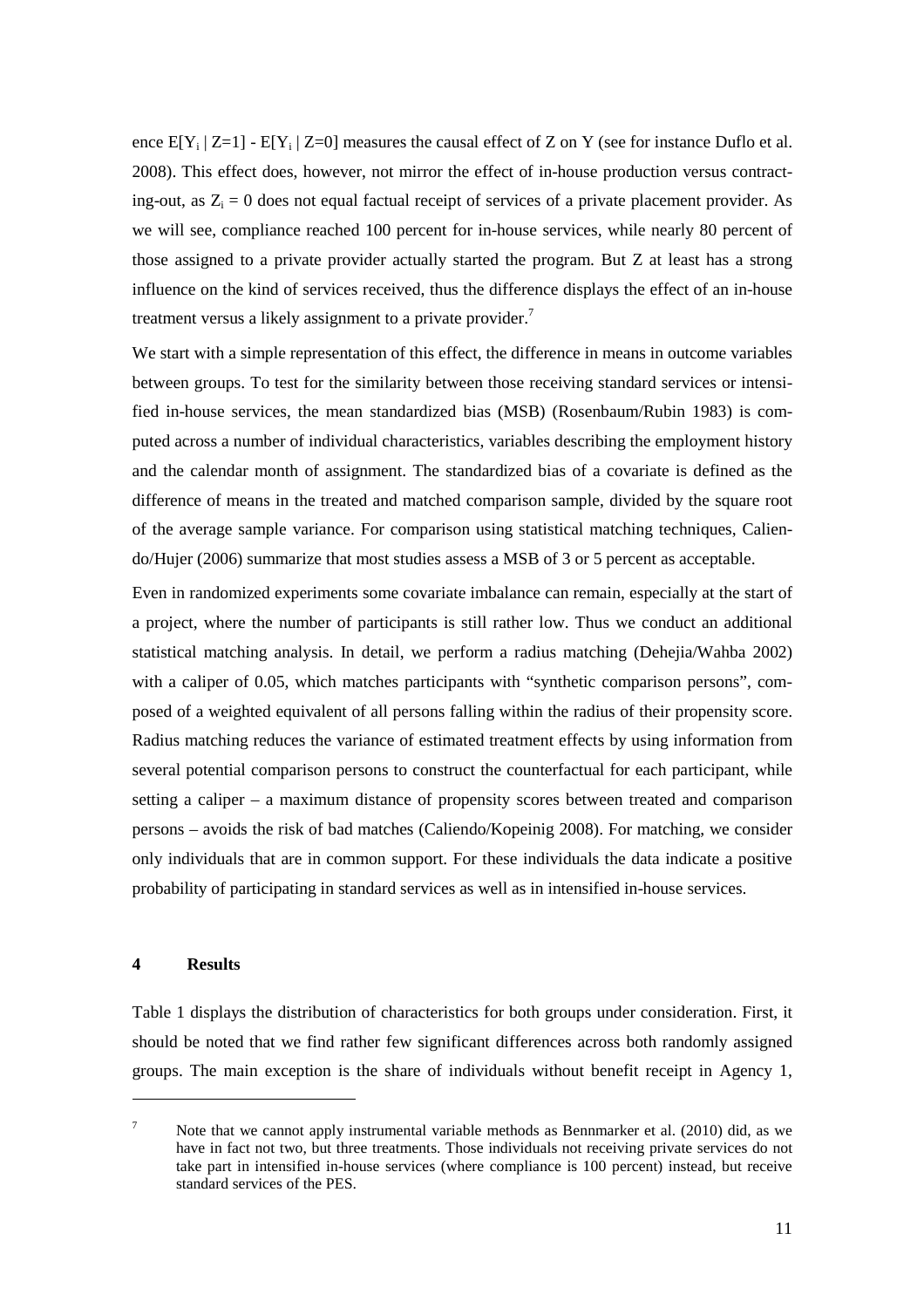ence $E[Y_i \mid Z=1] - E[Y_i \mid Z=0]$ measures the causal effect of Z on Y (see for instance Duflo et al. 2008). This effect does, however, not mirror the effect of in-house production versus contracting-out, as $Z_i = 0$ does not equal factual receipt of services of a private placement provider. As we will see, compliance reached 100 percent for in-house services, while nearly 80 percent of those assigned to a private provider actually started the program. But Z at least has a strong influence on the kind of services received, thus the difference displays the effect of an in-house treatment versus a likely assignment to a private provider.[7]

We start with a simple representation of this effect, the difference in means in outcome variables between groups. To test for the similarity between those receiving standard services or intensified in-house services, the mean standardized bias (MSB) (Rosenbaum/Rubin 1983) is computed across a number of individual characteristics, variables describing the employment history and the calendar month of assignment. The standardized bias of a covariate is defined as the difference of means in the treated and matched comparison sample, divided by the square root of the average sample variance. For comparison using statistical matching techniques, Caliendo/Hujer (2006) summarize that most studies assess a MSB of 3 or 5 percent as acceptable.

Even in randomized experiments some covariate imbalance can remain, especially at the start of a project, where the number of participants is still rather low. Thus we conduct an additional statistical matching analysis. In detail, we perform a radius matching (Dehejia/Wahba 2002) with a caliper of 0.05, which matches participants with "synthetic comparison persons", composed of a weighted equivalent of all persons falling within the radius of their propensity score. Radius matching reduces the variance of estimated treatment effects by using information from several potential comparison persons to construct the counterfactual for each participant, while setting a caliper – a maximum distance of propensity scores between treated and comparison persons – avoids the risk of bad matches (Caliendo/Kopeinig 2008). For matching, we consider only individuals that are in common support. For these individuals the data indicate a positive probability of participating in standard services as well as in intensified in-house services.

## 4 Results

Table 1 displays the distribution of characteristics for both groups under consideration. First, it should be noted that we find rather few significant differences across both randomly assigned groups. The main exception is the share of individuals without benefit receipt in Agency 1,

---

[7] Note that we cannot apply instrumental variable methods as Bennmarker et al. (2010) did, as we have in fact not two, but three treatments. Those individuals not receiving private services do not take part in intensified in-house services (where compliance is 100 percent) instead, but receive standard services of the PES.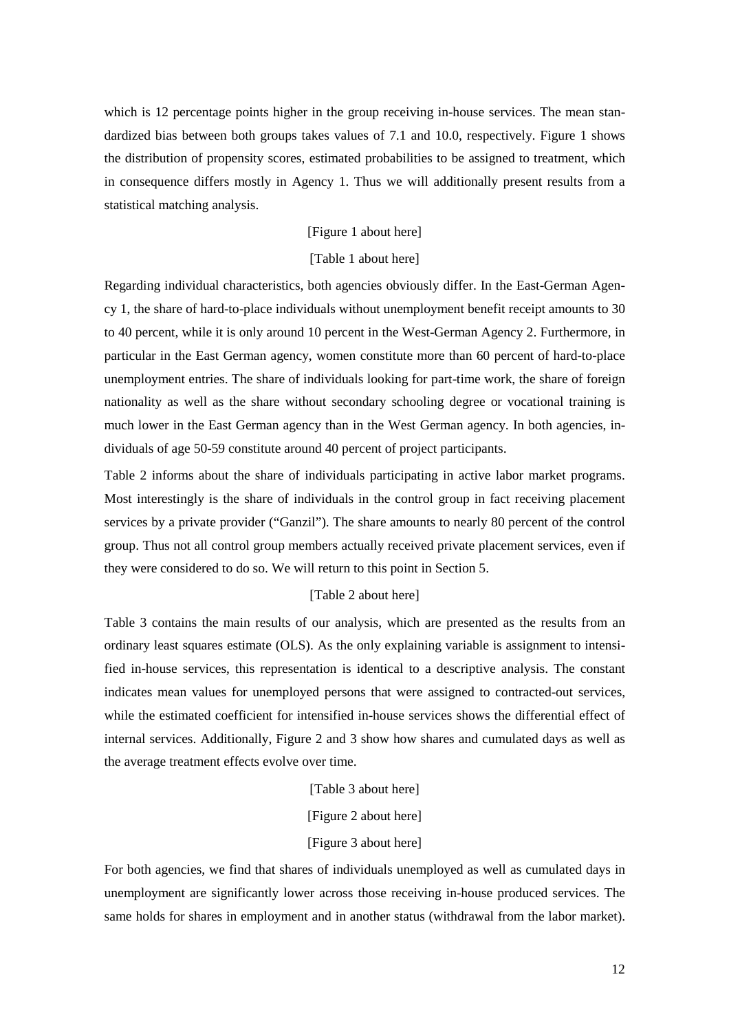which is 12 percentage points higher in the group receiving in-house services. The mean standardized bias between both groups takes values of 7.1 and 10.0, respectively. Figure 1 shows the distribution of propensity scores, estimated probabilities to be assigned to treatment, which in consequence differs mostly in Agency 1. Thus we will additionally present results from a statistical matching analysis.

[Figure 1 about here]

[Table 1 about here]

Regarding individual characteristics, both agencies obviously differ. In the East-German Agency 1, the share of hard-to-place individuals without unemployment benefit receipt amounts to 30 to 40 percent, while it is only around 10 percent in the West-German Agency 2. Furthermore, in particular in the East German agency, women constitute more than 60 percent of hard-to-place unemployment entries. The share of individuals looking for part-time work, the share of foreign nationality as well as the share without secondary schooling degree or vocational training is much lower in the East German agency than in the West German agency. In both agencies, individuals of age 50-59 constitute around 40 percent of project participants.

Table 2 informs about the share of individuals participating in active labor market programs. Most interestingly is the share of individuals in the control group in fact receiving placement services by a private provider ("Ganzil"). The share amounts to nearly 80 percent of the control group. Thus not all control group members actually received private placement services, even if they were considered to do so. We will return to this point in Section 5.

[Table 2 about here]

Table 3 contains the main results of our analysis, which are presented as the results from an ordinary least squares estimate (OLS). As the only explaining variable is assignment to intensified in-house services, this representation is identical to a descriptive analysis. The constant indicates mean values for unemployed persons that were assigned to contracted-out services, while the estimated coefficient for intensified in-house services shows the differential effect of internal services. Additionally, Figure 2 and 3 show how shares and cumulated days as well as the average treatment effects evolve over time.

[Table 3 about here]

[Figure 2 about here]

[Figure 3 about here]

For both agencies, we find that shares of individuals unemployed as well as cumulated days in unemployment are significantly lower across those receiving in-house produced services. The same holds for shares in employment and in another status (withdrawal from the labor market).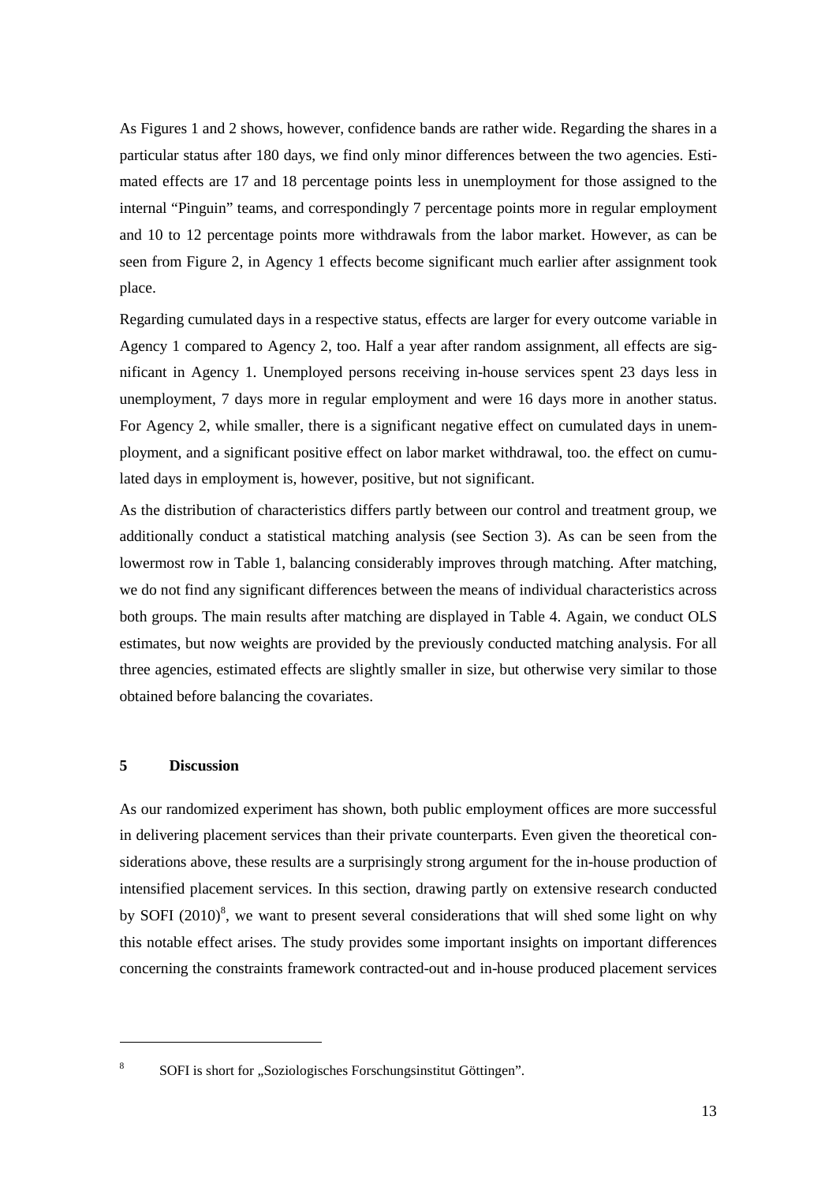As Figures 1 and 2 shows, however, confidence bands are rather wide. Regarding the shares in a particular status after 180 days, we find only minor differences between the two agencies. Estimated effects are 17 and 18 percentage points less in unemployment for those assigned to the internal "Pinguin" teams, and correspondingly 7 percentage points more in regular employment and 10 to 12 percentage points more withdrawals from the labor market. However, as can be seen from Figure 2, in Agency 1 effects become significant much earlier after assignment took place.

Regarding cumulated days in a respective status, effects are larger for every outcome variable in Agency 1 compared to Agency 2, too. Half a year after random assignment, all effects are significant in Agency 1. Unemployed persons receiving in-house services spent 23 days less in unemployment, 7 days more in regular employment and were 16 days more in another status. For Agency 2, while smaller, there is a significant negative effect on cumulated days in unemployment, and a significant positive effect on labor market withdrawal, too. the effect on cumulated days in employment is, however, positive, but not significant.

As the distribution of characteristics differs partly between our control and treatment group, we additionally conduct a statistical matching analysis (see Section 3). As can be seen from the lowermost row in Table 1, balancing considerably improves through matching. After matching, we do not find any significant differences between the means of individual characteristics across both groups. The main results after matching are displayed in Table 4. Again, we conduct OLS estimates, but now weights are provided by the previously conducted matching analysis. For all three agencies, estimated effects are slightly smaller in size, but otherwise very similar to those obtained before balancing the covariates.

## 5 Discussion

As our randomized experiment has shown, both public employment offices are more successful in delivering placement services than their private counterparts. Even given the theoretical considerations above, these results are a surprisingly strong argument for the in-house production of intensified placement services. In this section, drawing partly on extensive research conducted by SOFI (2010)[8], we want to present several considerations that will shed some light on why this notable effect arises. The study provides some important insights on important differences concerning the constraints framework contracted-out and in-house produced placement services

[8] SOFI is short for „Soziologisches Forschungsinstitut Göttingen".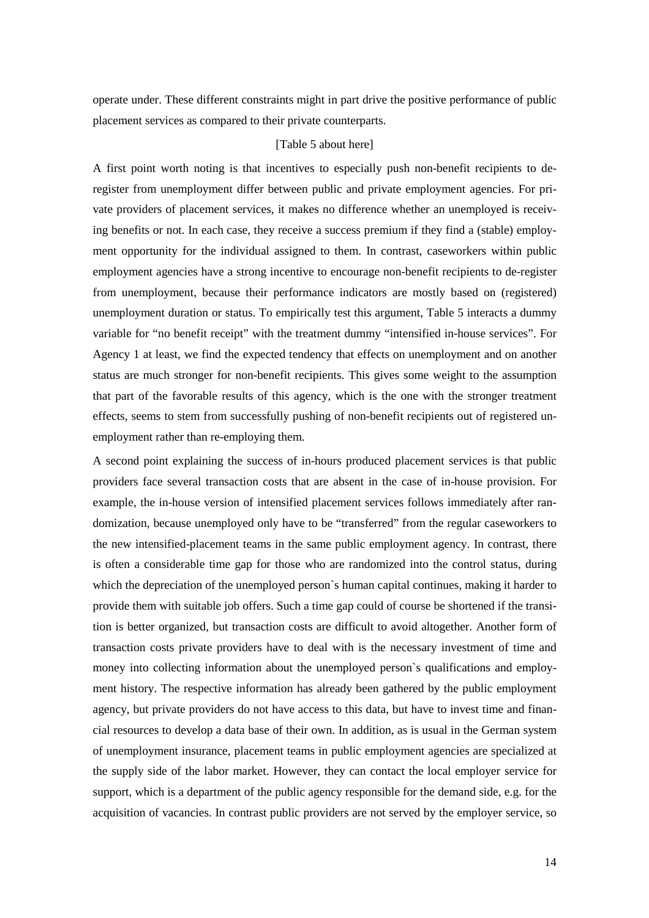operate under. These different constraints might in part drive the positive performance of public placement services as compared to their private counterparts.

[Table 5 about here]

A first point worth noting is that incentives to especially push non-benefit recipients to de-register from unemployment differ between public and private employment agencies. For private providers of placement services, it makes no difference whether an unemployed is receiving benefits or not. In each case, they receive a success premium if they find a (stable) employment opportunity for the individual assigned to them. In contrast, caseworkers within public employment agencies have a strong incentive to encourage non-benefit recipients to de-register from unemployment, because their performance indicators are mostly based on (registered) unemployment duration or status. To empirically test this argument, Table 5 interacts a dummy variable for "no benefit receipt" with the treatment dummy "intensified in-house services". For Agency 1 at least, we find the expected tendency that effects on unemployment and on another status are much stronger for non-benefit recipients. This gives some weight to the assumption that part of the favorable results of this agency, which is the one with the stronger treatment effects, seems to stem from successfully pushing of non-benefit recipients out of registered unemployment rather than re-employing them.

A second point explaining the success of in-hours produced placement services is that public providers face several transaction costs that are absent in the case of in-house provision. For example, the in-house version of intensified placement services follows immediately after randomization, because unemployed only have to be "transferred" from the regular caseworkers to the new intensified-placement teams in the same public employment agency. In contrast, there is often a considerable time gap for those who are randomized into the control status, during which the depreciation of the unemployed person`s human capital continues, making it harder to provide them with suitable job offers. Such a time gap could of course be shortened if the transition is better organized, but transaction costs are difficult to avoid altogether. Another form of transaction costs private providers have to deal with is the necessary investment of time and money into collecting information about the unemployed person`s qualifications and employment history. The respective information has already been gathered by the public employment agency, but private providers do not have access to this data, but have to invest time and financial resources to develop a data base of their own. In addition, as is usual in the German system of unemployment insurance, placement teams in public employment agencies are specialized at the supply side of the labor market. However, they can contact the local employer service for support, which is a department of the public agency responsible for the demand side, e.g. for the acquisition of vacancies. In contrast public providers are not served by the employer service, so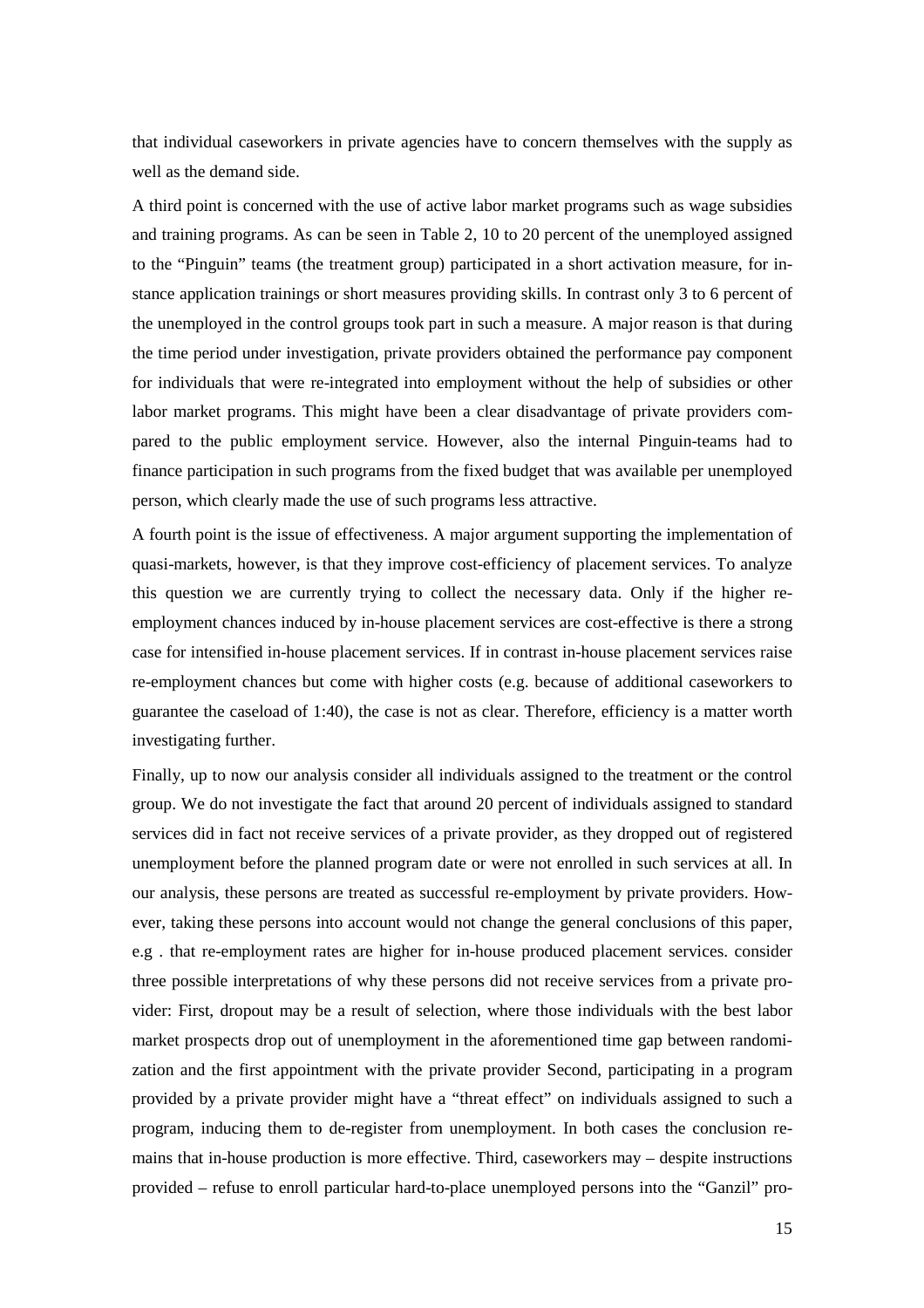that individual caseworkers in private agencies have to concern themselves with the supply as well as the demand side.

A third point is concerned with the use of active labor market programs such as wage subsidies and training programs. As can be seen in Table 2, 10 to 20 percent of the unemployed assigned to the "Pinguin" teams (the treatment group) participated in a short activation measure, for instance application trainings or short measures providing skills. In contrast only 3 to 6 percent of the unemployed in the control groups took part in such a measure. A major reason is that during the time period under investigation, private providers obtained the performance pay component for individuals that were re-integrated into employment without the help of subsidies or other labor market programs. This might have been a clear disadvantage of private providers compared to the public employment service. However, also the internal Pinguin-teams had to finance participation in such programs from the fixed budget that was available per unemployed person, which clearly made the use of such programs less attractive.

A fourth point is the issue of effectiveness. A major argument supporting the implementation of quasi-markets, however, is that they improve cost-efficiency of placement services. To analyze this question we are currently trying to collect the necessary data. Only if the higher re-employment chances induced by in-house placement services are cost-effective is there a strong case for intensified in-house placement services. If in contrast in-house placement services raise re-employment chances but come with higher costs (e.g. because of additional caseworkers to guarantee the caseload of 1:40), the case is not as clear. Therefore, efficiency is a matter worth investigating further.

Finally, up to now our analysis consider all individuals assigned to the treatment or the control group. We do not investigate the fact that around 20 percent of individuals assigned to standard services did in fact not receive services of a private provider, as they dropped out of registered unemployment before the planned program date or were not enrolled in such services at all. In our analysis, these persons are treated as successful re-employment by private providers. However, taking these persons into account would not change the general conclusions of this paper, e.g . that re-employment rates are higher for in-house produced placement services. consider three possible interpretations of why these persons did not receive services from a private provider: First, dropout may be a result of selection, where those individuals with the best labor market prospects drop out of unemployment in the aforementioned time gap between randomization and the first appointment with the private provider Second, participating in a program provided by a private provider might have a "threat effect" on individuals assigned to such a program, inducing them to de-register from unemployment. In both cases the conclusion remains that in-house production is more effective. Third, caseworkers may – despite instructions provided – refuse to enroll particular hard-to-place unemployed persons into the "Ganzil" pro-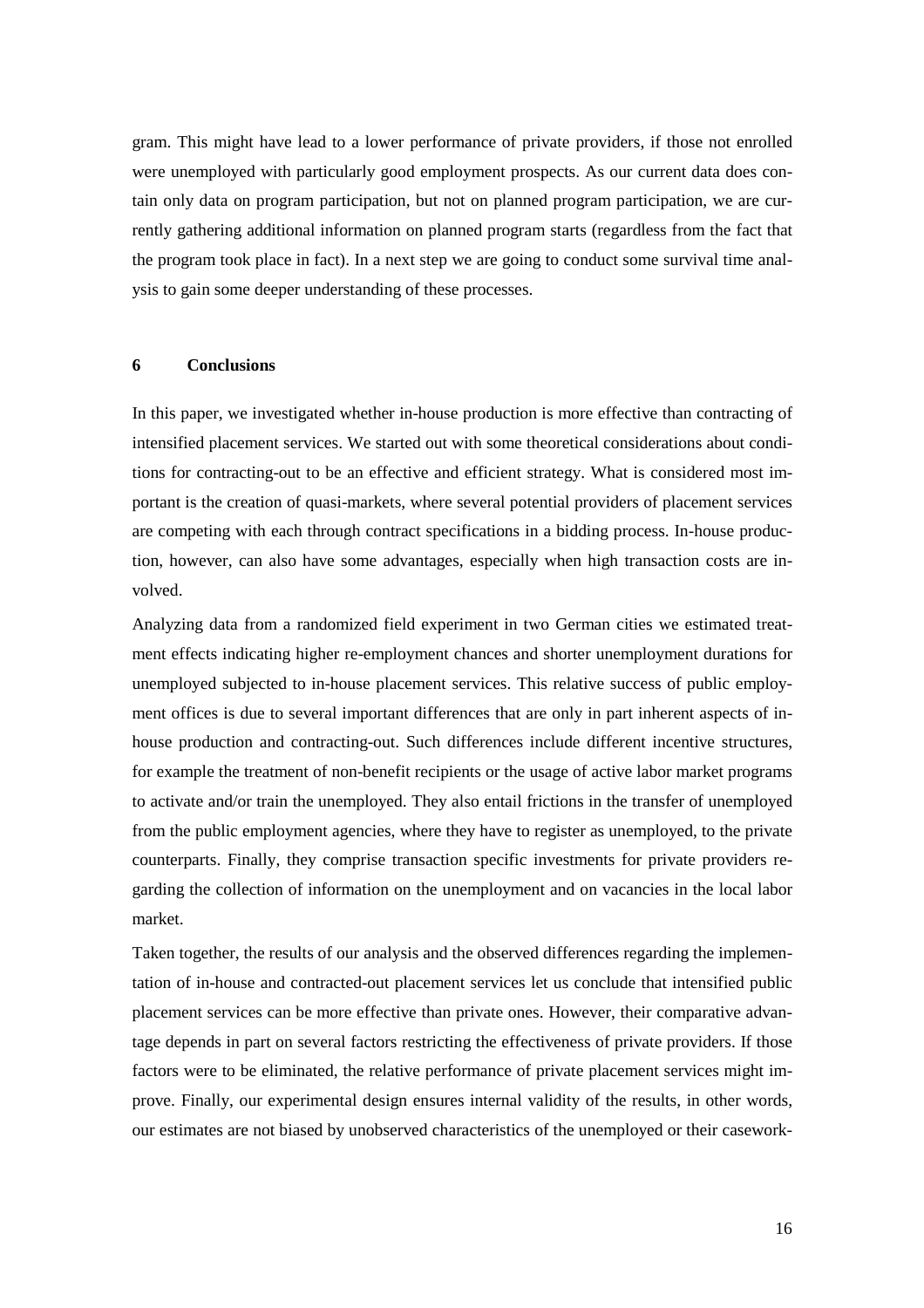gram. This might have lead to a lower performance of private providers, if those not enrolled were unemployed with particularly good employment prospects. As our current data does contain only data on program participation, but not on planned program participation, we are currently gathering additional information on planned program starts (regardless from the fact that the program took place in fact). In a next step we are going to conduct some survival time analysis to gain some deeper understanding of these processes.

## 6 Conclusions

In this paper, we investigated whether in-house production is more effective than contracting of intensified placement services. We started out with some theoretical considerations about conditions for contracting-out to be an effective and efficient strategy. What is considered most important is the creation of quasi-markets, where several potential providers of placement services are competing with each through contract specifications in a bidding process. In-house production, however, can also have some advantages, especially when high transaction costs are involved.

Analyzing data from a randomized field experiment in two German cities we estimated treatment effects indicating higher re-employment chances and shorter unemployment durations for unemployed subjected to in-house placement services. This relative success of public employment offices is due to several important differences that are only in part inherent aspects of in-house production and contracting-out. Such differences include different incentive structures, for example the treatment of non-benefit recipients or the usage of active labor market programs to activate and/or train the unemployed. They also entail frictions in the transfer of unemployed from the public employment agencies, where they have to register as unemployed, to the private counterparts. Finally, they comprise transaction specific investments for private providers regarding the collection of information on the unemployment and on vacancies in the local labor market.

Taken together, the results of our analysis and the observed differences regarding the implementation of in-house and contracted-out placement services let us conclude that intensified public placement services can be more effective than private ones. However, their comparative advantage depends in part on several factors restricting the effectiveness of private providers. If those factors were to be eliminated, the relative performance of private placement services might improve. Finally, our experimental design ensures internal validity of the results, in other words, our estimates are not biased by unobserved characteristics of the unemployed or their casework-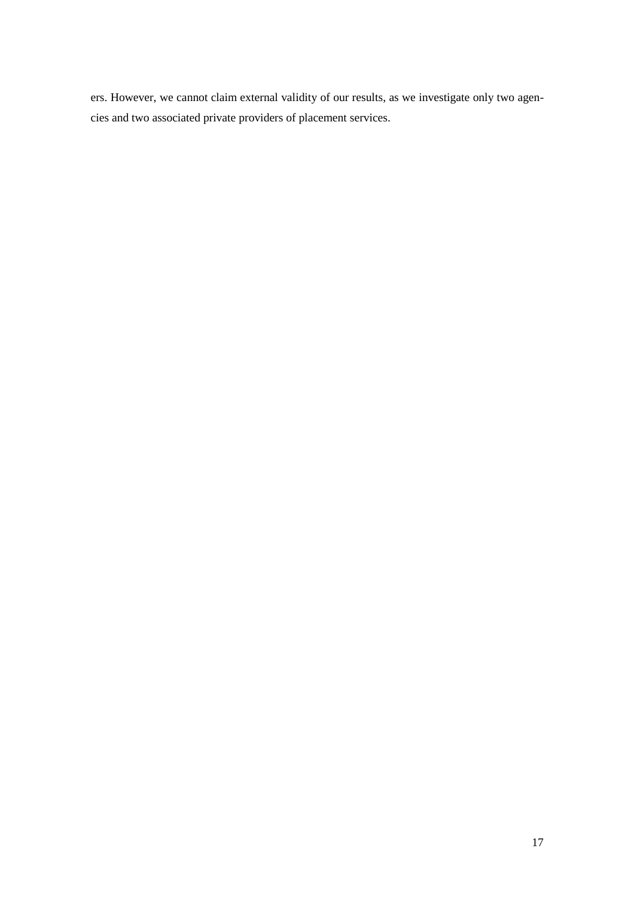ers. However, we cannot claim external validity of our results, as we investigate only two agencies and two associated private providers of placement services.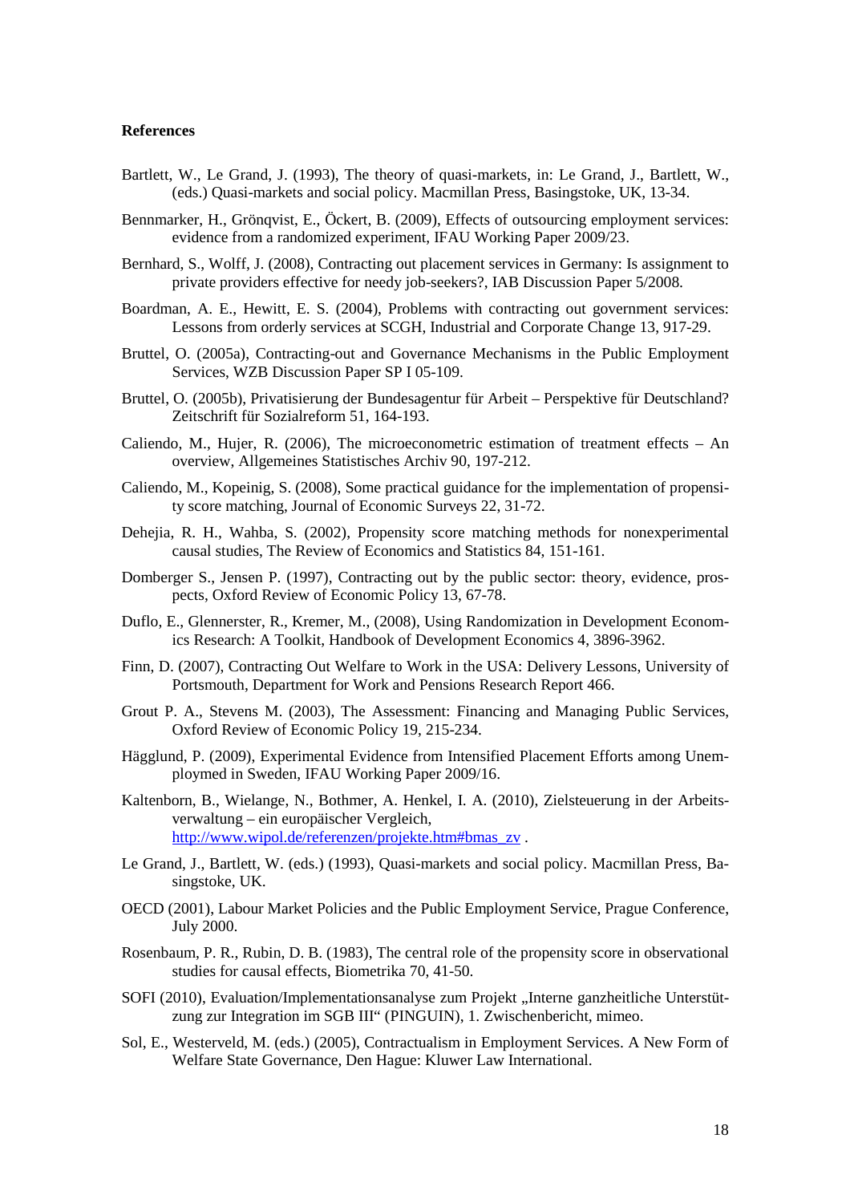**References**

Bartlett, W., Le Grand, J. (1993), The theory of quasi-markets, in: Le Grand, J., Bartlett, W., (eds.) Quasi-markets and social policy. Macmillan Press, Basingstoke, UK, 13-34.

Bennmarker, H., Grönqvist, E., Öckert, B. (2009), Effects of outsourcing employment services: evidence from a randomized experiment, IFAU Working Paper 2009/23.

Bernhard, S., Wolff, J. (2008), Contracting out placement services in Germany: Is assignment to private providers effective for needy job-seekers?, IAB Discussion Paper 5/2008.

Boardman, A. E., Hewitt, E. S. (2004), Problems with contracting out government services: Lessons from orderly services at SCGH, Industrial and Corporate Change 13, 917-29.

Bruttel, O. (2005a), Contracting-out and Governance Mechanisms in the Public Employment Services, WZB Discussion Paper SP I 05-109.

Bruttel, O. (2005b), Privatisierung der Bundesagentur für Arbeit – Perspektive für Deutschland? Zeitschrift für Sozialreform 51, 164-193.

Caliendo, M., Hujer, R. (2006), The microeconometric estimation of treatment effects – An overview, Allgemeines Statistisches Archiv 90, 197-212.

Caliendo, M., Kopeinig, S. (2008), Some practical guidance for the implementation of propensity score matching, Journal of Economic Surveys 22, 31-72.

Dehejia, R. H., Wahba, S. (2002), Propensity score matching methods for nonexperimental causal studies, The Review of Economics and Statistics 84, 151-161.

Domberger S., Jensen P. (1997), Contracting out by the public sector: theory, evidence, prospects, Oxford Review of Economic Policy 13, 67-78.

Duflo, E., Glennerster, R., Kremer, M., (2008), Using Randomization in Development Economics Research: A Toolkit, Handbook of Development Economics 4, 3896-3962.

Finn, D. (2007), Contracting Out Welfare to Work in the USA: Delivery Lessons, University of Portsmouth, Department for Work and Pensions Research Report 466.

Grout P. A., Stevens M. (2003), The Assessment: Financing and Managing Public Services, Oxford Review of Economic Policy 19, 215-234.

Hägglund, P. (2009), Experimental Evidence from Intensified Placement Efforts among Unemployed in Sweden, IFAU Working Paper 2009/16.

Kaltenborn, B., Wielange, N., Bothmer, A. Henkel, I. A. (2010), Zielsteuerung in der Arbeitsverwaltung – ein europäischer Vergleich, http://www.wipol.de/referenzen/projekte.htm#bmas_zv .

Le Grand, J., Bartlett, W. (eds.) (1993), Quasi-markets and social policy. Macmillan Press, Basingstoke, UK.

OECD (2001), Labour Market Policies and the Public Employment Service, Prague Conference, July 2000.

Rosenbaum, P. R., Rubin, D. B. (1983), The central role of the propensity score in observational studies for causal effects, Biometrika 70, 41-50.

SOFI (2010), Evaluation/Implementationsanalyse zum Projekt „Interne ganzheitliche Unterstützung zur Integration im SGB III" (PINGUIN), 1. Zwischenbericht, mimeo.

Sol, E., Westerveld, M. (eds.) (2005), Contractualism in Employment Services. A New Form of Welfare State Governance, Den Hague: Kluwer Law International.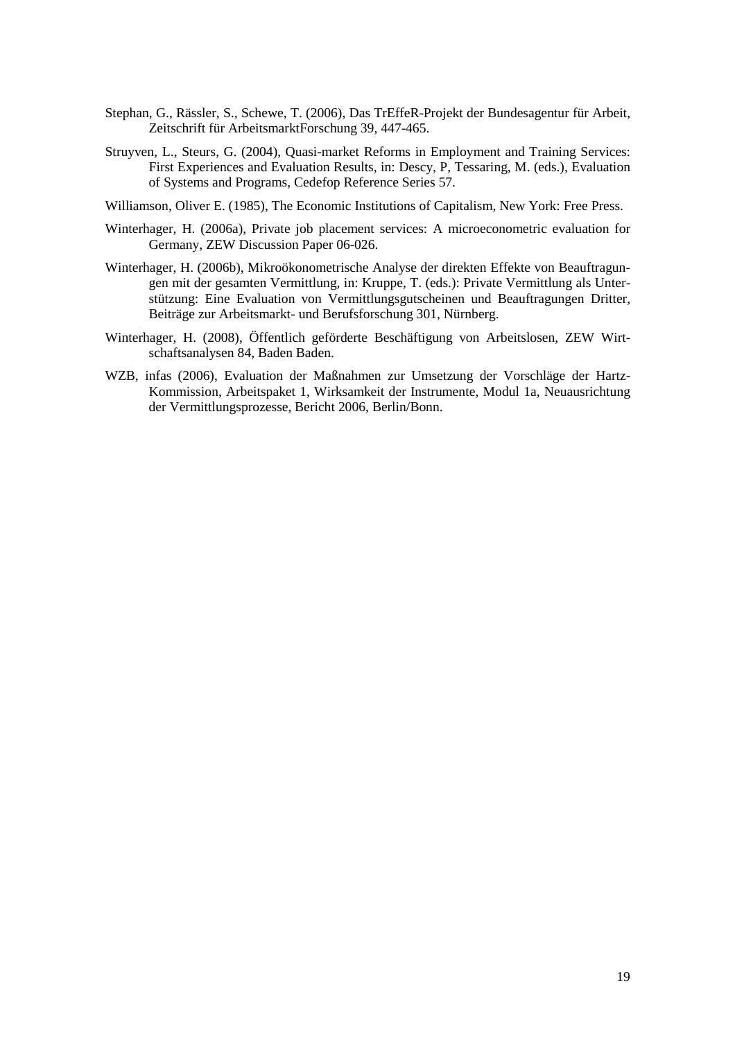Stephan, G., Rässler, S., Schewe, T. (2006), Das TrEffeR-Projekt der Bundesagentur für Arbeit, Zeitschrift für ArbeitsmarktForschung 39, 447-465.

Struyven, L., Steurs, G. (2004), Quasi-market Reforms in Employment and Training Services: First Experiences and Evaluation Results, in: Descy, P, Tessaring, M. (eds.), Evaluation of Systems and Programs, Cedefop Reference Series 57.

Williamson, Oliver E. (1985), The Economic Institutions of Capitalism, New York: Free Press.

Winterhager, H. (2006a), Private job placement services: A microeconometric evaluation for Germany, ZEW Discussion Paper 06-026.

Winterhager, H. (2006b), Mikroökonometrische Analyse der direkten Effekte von Beauftragungen mit der gesamten Vermittlung, in: Kruppe, T. (eds.): Private Vermittlung als Unterstützung: Eine Evaluation von Vermittlungsgutscheinen und Beauftragungen Dritter, Beiträge zur Arbeitsmarkt- und Berufsforschung 301, Nürnberg.

Winterhager, H. (2008), Öffentlich geförderte Beschäftigung von Arbeitslosen, ZEW Wirtschaftsanalysen 84, Baden Baden.

WZB, infas (2006), Evaluation der Maßnahmen zur Umsetzung der Vorschläge der Hartz-Kommission, Arbeitspaket 1, Wirksamkeit der Instrumente, Modul 1a, Neuausrichtung der Vermittlungsprozesse, Bericht 2006, Berlin/Bonn.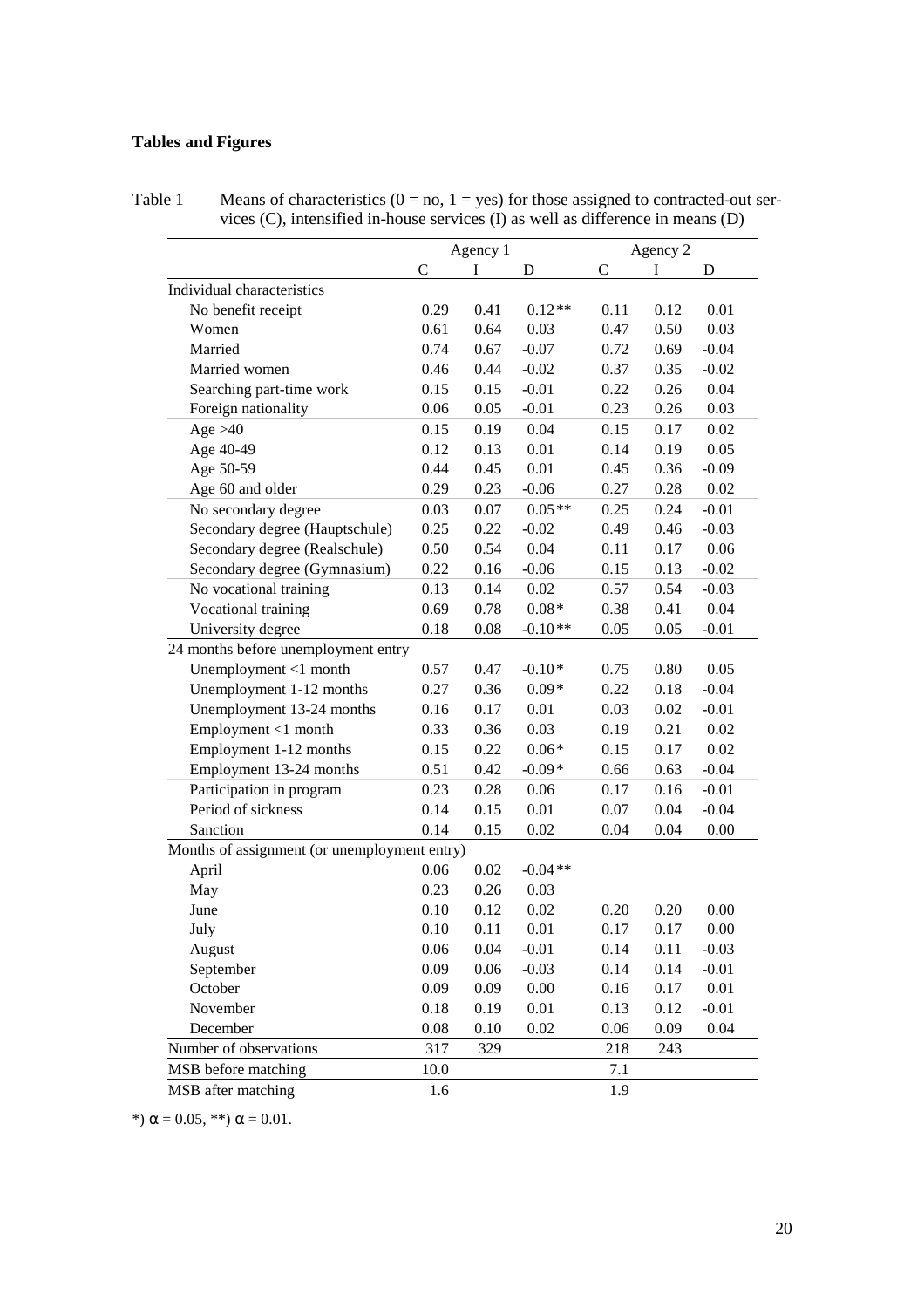**Tables and Figures**

Table 1 Means of characteristics (0 = no, 1 = yes) for those assigned to contracted-out services (C), intensified in-house services (I) as well as difference in means (D)

| | Agency 1 | | | Agency 2 | | |
|---|---|---|---|---|---|---|
| | C | I | D | C | I | D |
| Individual characteristics | | | | | | |
| No benefit receipt | 0.29 | 0.41 | 0.12** | 0.11 | 0.12 | 0.01 |
| Women | 0.61 | 0.64 | 0.03 | 0.47 | 0.50 | 0.03 |
| Married | 0.74 | 0.67 | -0.07 | 0.72 | 0.69 | -0.04 |
| Married women | 0.46 | 0.44 | -0.02 | 0.37 | 0.35 | -0.02 |
| Searching part-time work | 0.15 | 0.15 | -0.01 | 0.22 | 0.26 | 0.04 |
| Foreign nationality | 0.06 | 0.05 | -0.01 | 0.23 | 0.26 | 0.03 |
| Age >40 | 0.15 | 0.19 | 0.04 | 0.15 | 0.17 | 0.02 |
| Age 40-49 | 0.12 | 0.13 | 0.01 | 0.14 | 0.19 | 0.05 |
| Age 50-59 | 0.44 | 0.45 | 0.01 | 0.45 | 0.36 | -0.09 |
| Age 60 and older | 0.29 | 0.23 | -0.06 | 0.27 | 0.28 | 0.02 |
| No secondary degree | 0.03 | 0.07 | 0.05** | 0.25 | 0.24 | -0.01 |
| Secondary degree (Hauptschule) | 0.25 | 0.22 | -0.02 | 0.49 | 0.46 | -0.03 |
| Secondary degree (Realschule) | 0.50 | 0.54 | 0.04 | 0.11 | 0.17 | 0.06 |
| Secondary degree (Gymnasium) | 0.22 | 0.16 | -0.06 | 0.15 | 0.13 | -0.02 |
| No vocational training | 0.13 | 0.14 | 0.02 | 0.57 | 0.54 | -0.03 |
| Vocational training | 0.69 | 0.78 | 0.08* | 0.38 | 0.41 | 0.04 |
| University degree | 0.18 | 0.08 | -0.10** | 0.05 | 0.05 | -0.01 |
| 24 months before unemployment entry | | | | | | |
| Unemployment <1 month | 0.57 | 0.47 | -0.10* | 0.75 | 0.80 | 0.05 |
| Unemployment 1-12 months | 0.27 | 0.36 | 0.09* | 0.22 | 0.18 | -0.04 |
| Unemployment 13-24 months | 0.16 | 0.17 | 0.01 | 0.03 | 0.02 | -0.01 |
| Employment <1 month | 0.33 | 0.36 | 0.03 | 0.19 | 0.21 | 0.02 |
| Employment 1-12 months | 0.15 | 0.22 | 0.06* | 0.15 | 0.17 | 0.02 |
| Employment 13-24 months | 0.51 | 0.42 | -0.09* | 0.66 | 0.63 | -0.04 |
| Participation in program | 0.23 | 0.28 | 0.06 | 0.17 | 0.16 | -0.01 |
| Period of sickness | 0.14 | 0.15 | 0.01 | 0.07 | 0.04 | -0.04 |
| Sanction | 0.14 | 0.15 | 0.02 | 0.04 | 0.04 | 0.00 |
| Months of assignment (or unemployment entry) | | | | | | |
| April | 0.06 | 0.02 | -0.04** | | | |
| May | 0.23 | 0.26 | 0.03 | | | |
| June | 0.10 | 0.12 | 0.02 | 0.20 | 0.20 | 0.00 |
| July | 0.10 | 0.11 | 0.01 | 0.17 | 0.17 | 0.00 |
| August | 0.06 | 0.04 | -0.01 | 0.14 | 0.11 | -0.03 |
| September | 0.09 | 0.06 | -0.03 | 0.14 | 0.14 | -0.01 |
| October | 0.09 | 0.09 | 0.00 | 0.16 | 0.17 | 0.01 |
| November | 0.18 | 0.19 | 0.01 | 0.13 | 0.12 | -0.01 |
| December | 0.08 | 0.10 | 0.02 | 0.06 | 0.09 | 0.04 |
| Number of observations | 317 | 329 | | 218 | 243 | |
| MSB before matching | 10.0 | | | 7.1 | | |
| MSB after matching | 1.6 | | | 1.9 | | |

*) $\alpha = 0.05$, **) $\alpha = 0.01$.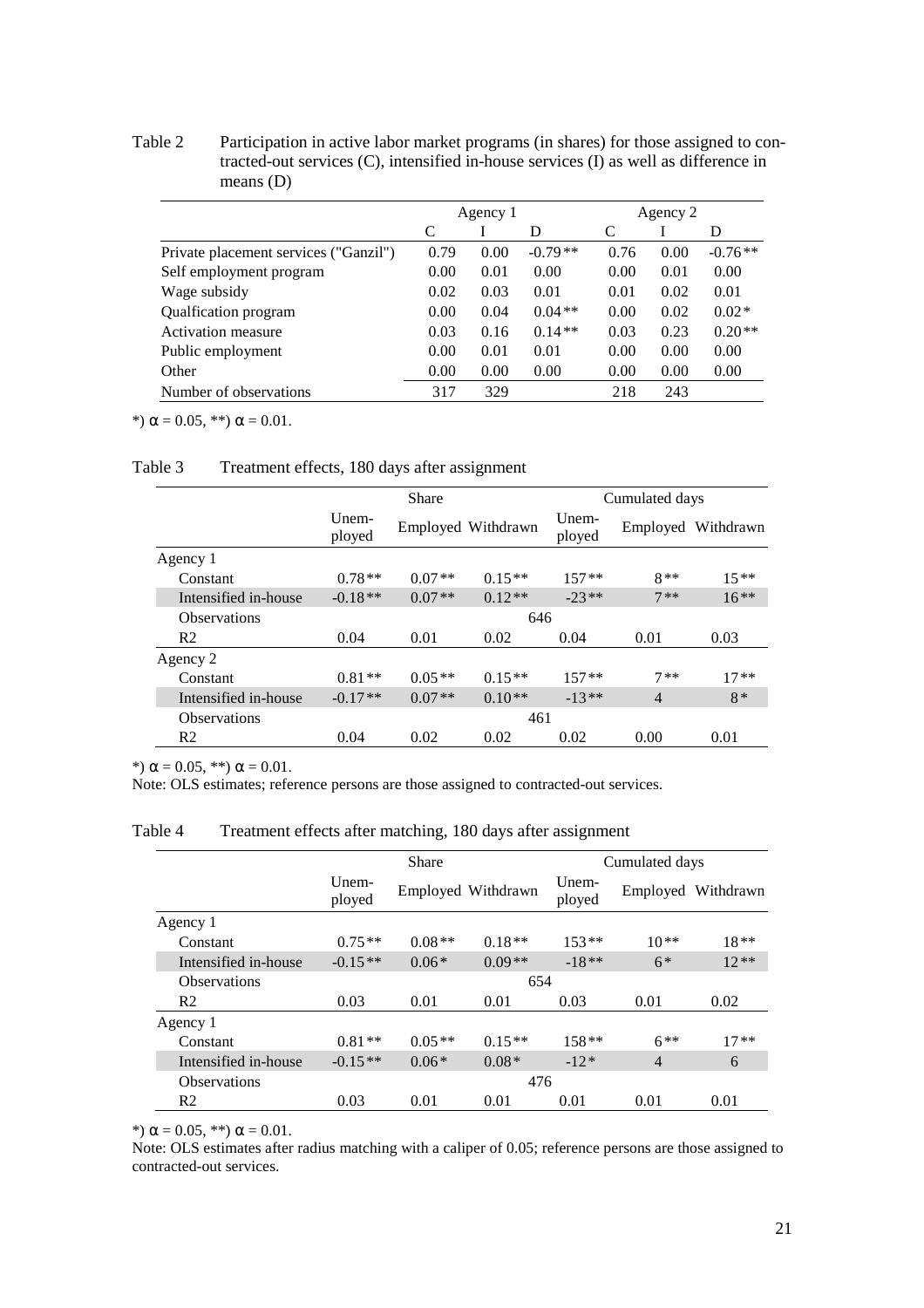Table 2 Participation in active labor market programs (in shares) for those assigned to contracted-out services (C), intensified in-house services (I) as well as difference in means (D)

| | Agency 1 | | | Agency 2 | | |
|---|---|---|---|---|---|---|
| | C | I | D | C | I | D |
| Private placement services ("Ganzil") | 0.79 | 0.00 | -0.79** | 0.76 | 0.00 | -0.76** |
| Self employment program | 0.00 | 0.01 | 0.00 | 0.00 | 0.01 | 0.00 |
| Wage subsidy | 0.02 | 0.03 | 0.01 | 0.01 | 0.02 | 0.01 |
| Qualfication program | 0.00 | 0.04 | 0.04** | 0.00 | 0.02 | 0.02* |
| Activation measure | 0.03 | 0.16 | 0.14** | 0.03 | 0.23 | 0.20** |
| Public employment | 0.00 | 0.01 | 0.01 | 0.00 | 0.00 | 0.00 |
| Other | 0.00 | 0.00 | 0.00 | 0.00 | 0.00 | 0.00 |
| Number of observations | 317 | 329 | | 218 | 243 | |

*) $\alpha = 0.05$, **) $\alpha = 0.01$.

Table 3 Treatment effects, 180 days after assignment

| | Share | | | Cumulated days | | |
|---|---|---|---|---|---|---|
| | Unemployed | Employed | Withdrawn | Unemployed | Employed | Withdrawn |
| Agency 1 | | | | | | |
| Constant | 0.78** | 0.07** | 0.15** | 157** | 8** | 15** |
| Intensified in-house | -0.18** | 0.07** | 0.12** | -23** | 7** | 16** |
| Observations | | | 646 | | | |
| R2 | 0.04 | 0.01 | 0.02 | 0.04 | 0.01 | 0.03 |
| Agency 2 | | | | | | |
| Constant | 0.81** | 0.05** | 0.15** | 157** | 7** | 17** |
| Intensified in-house | -0.17** | 0.07** | 0.10** | -13** | 4 | 8* |
| Observations | | | 461 | | | |
| R2 | 0.04 | 0.02 | 0.02 | 0.02 | 0.00 | 0.01 |

*) $\alpha = 0.05$, **) $\alpha = 0.01$.
Note: OLS estimates; reference persons are those assigned to contracted-out services.

Table 4 Treatment effects after matching, 180 days after assignment

| | Share | | | Cumulated days | | |
|---|---|---|---|---|---|---|
| | Unemployed | Employed | Withdrawn | Unemployed | Employed | Withdrawn |
| Agency 1 | | | | | | |
| Constant | 0.75** | 0.08** | 0.18** | 153** | 10** | 18** |
| Intensified in-house | -0.15** | 0.06* | 0.09** | -18** | 6* | 12** |
| Observations | | | 654 | | | |
| R2 | 0.03 | 0.01 | 0.01 | 0.03 | 0.01 | 0.02 |
| Agency 1 | | | | | | |
| Constant | 0.81** | 0.05** | 0.15** | 158** | 6** | 17** |
| Intensified in-house | -0.15** | 0.06* | 0.08* | -12* | 4 | 6 |
| Observations | | | 476 | | | |
| R2 | 0.03 | 0.01 | 0.01 | 0.01 | 0.01 | 0.01 |

*) $\alpha = 0.05$, **) $\alpha = 0.01$.
Note: OLS estimates after radius matching with a caliper of 0.05; reference persons are those assigned to contracted-out services.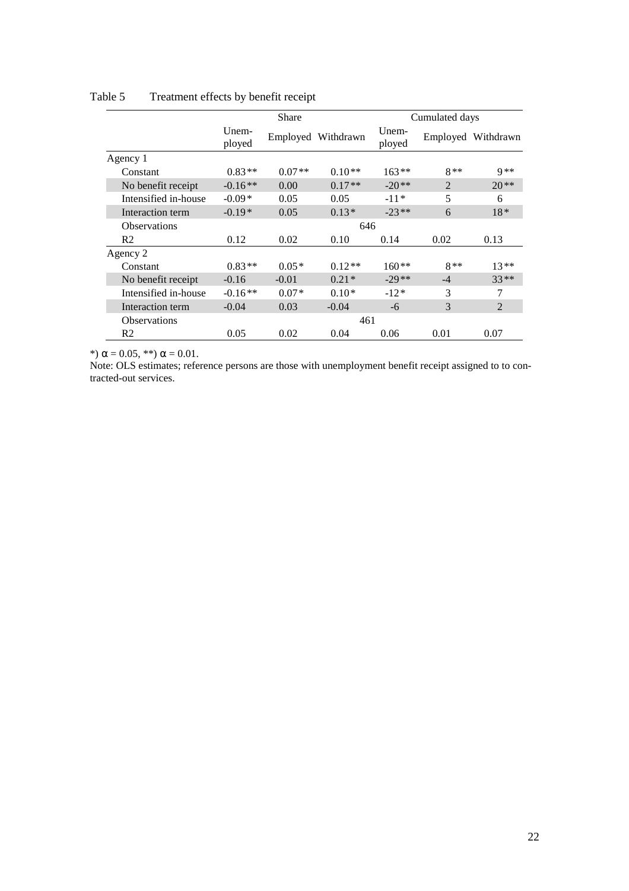Table 5 Treatment effects by benefit receipt

| | Share | | | Cumulated days | | |
|---|---|---|---|---|---|---|
| | Unem-ployed | Employed | Withdrawn | Unem-ployed | Employed | Withdrawn |
| Agency 1 | | | | | | |
| Constant | 0.83** | 0.07** | 0.10** | 163** | 8** | 9** |
| No benefit receipt | -0.16** | 0.00 | 0.17** | -20** | 2 | 20** |
| Intensified in-house | -0.09* | 0.05 | 0.05 | -11* | 5 | 6 |
| Interaction term | -0.19* | 0.05 | 0.13* | -23** | 6 | 18* |
| Observations | | | 646 | | | |
| R2 | 0.12 | 0.02 | 0.10 | 0.14 | 0.02 | 0.13 |
| Agency 2 | | | | | | |
| Constant | 0.83** | 0.05* | 0.12** | 160** | 8** | 13** |
| No benefit receipt | -0.16 | -0.01 | 0.21* | -29** | -4 | 33** |
| Intensified in-house | -0.16** | 0.07* | 0.10* | -12* | 3 | 7 |
| Interaction term | -0.04 | 0.03 | -0.04 | -6 | 3 | 2 |
| Observations | | | 461 | | | |
| R2 | 0.05 | 0.02 | 0.04 | 0.06 | 0.01 | 0.07 |

*) $\alpha = 0.05$, **) $\alpha = 0.01$.

Note: OLS estimates; reference persons are those with unemployment benefit receipt assigned to to contracted-out services.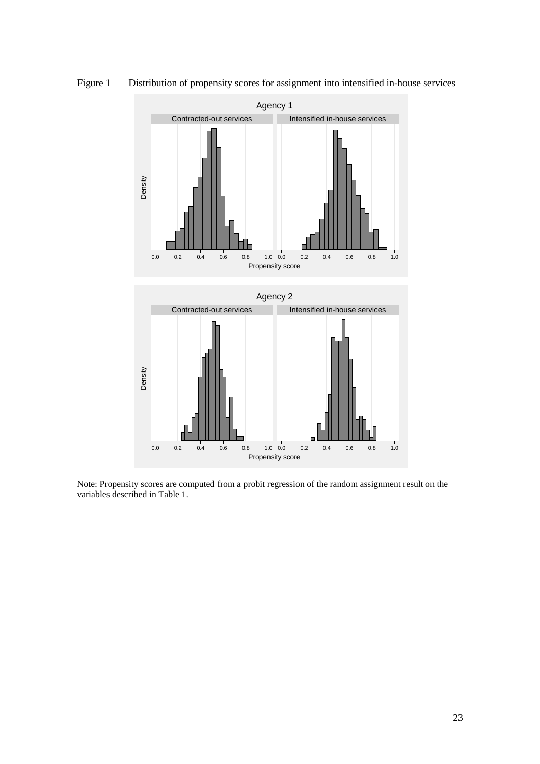Figure 1 Distribution of propensity scores for assignment into intensified in-house services

Note: Propensity scores are computed from a probit regression of the random assignment result on the variables described in Table 1.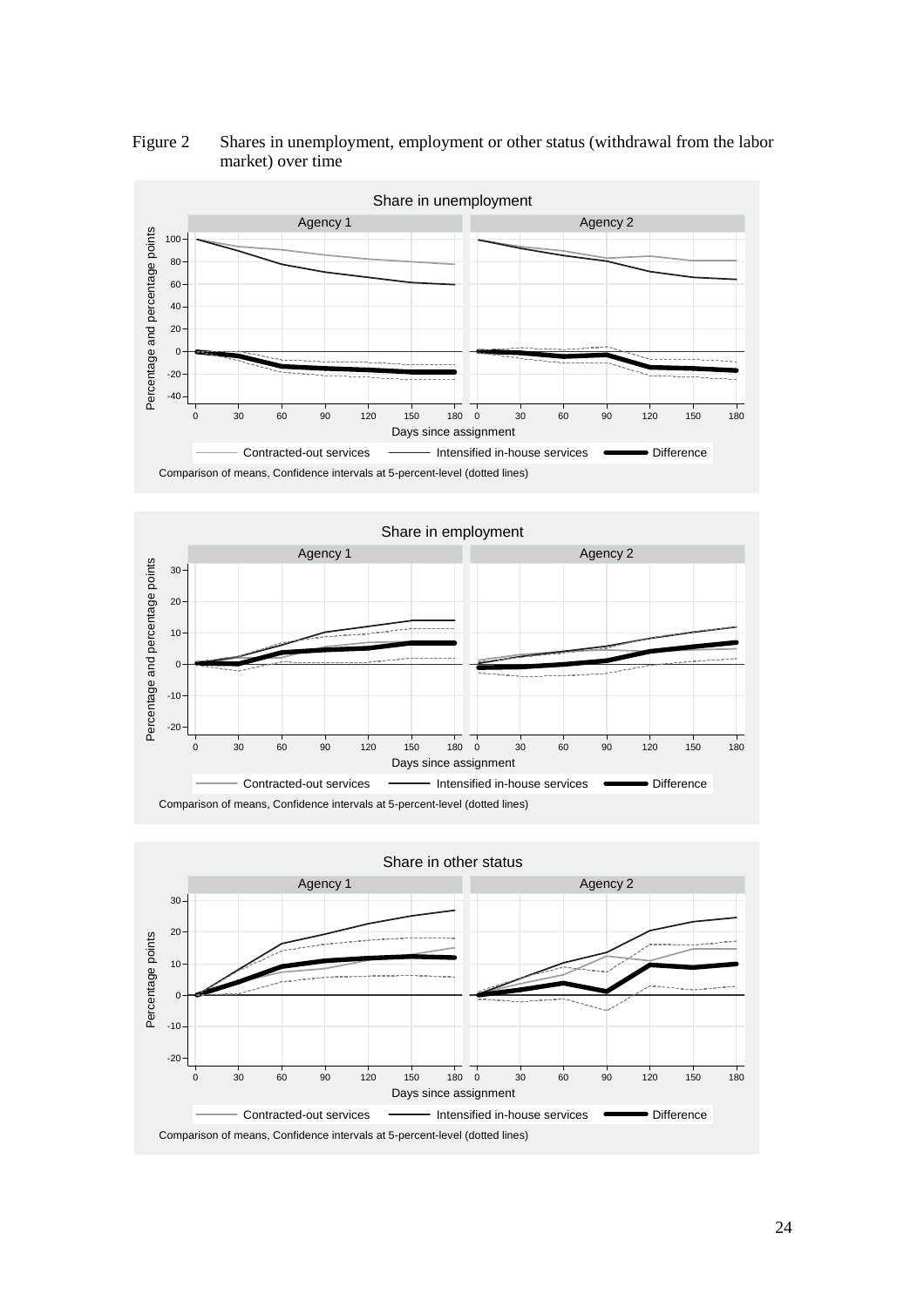Figure 2 Shares in unemployment, employment or other status (withdrawal from the labor market) over time

Share in unemployment

Agency 1 | Agency 2

Percentage and percentage points

Days since assignment

Contracted-out services — Intensified in-house services — Difference

Comparison of means, Confidence intervals at 5-percent-level (dotted lines)

Share in employment

Agency 1 | Agency 2

Percentage and percentage points

Days since assignment

Contracted-out services — Intensified in-house services — Difference

Comparison of means, Confidence intervals at 5-percent-level (dotted lines)

Share in other status

Agency 1 | Agency 2

Percentage points

Days since assignment

Contracted-out services — Intensified in-house services — Difference

Comparison of means, Confidence intervals at 5-percent-level (dotted lines)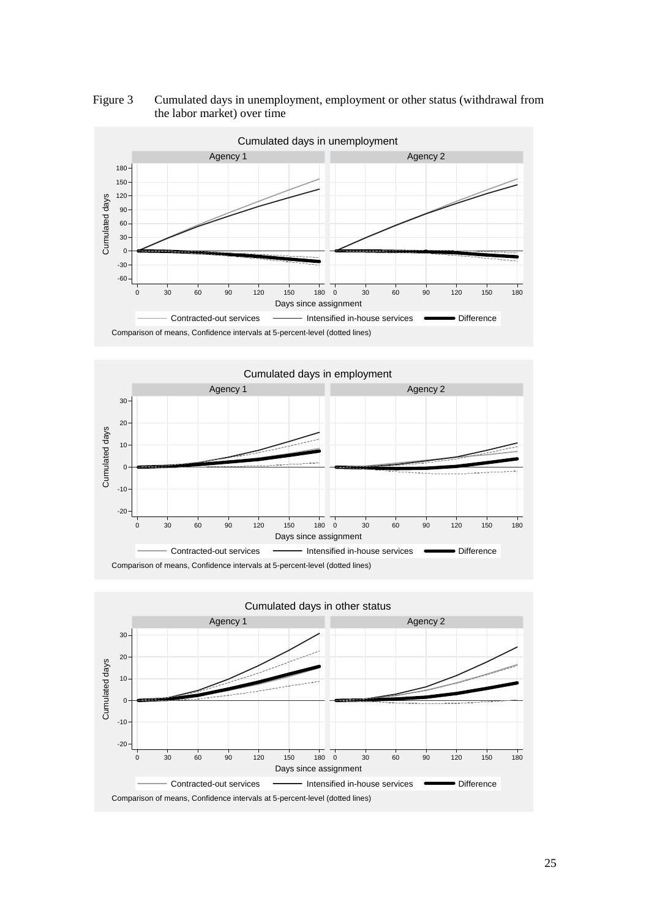Figure 3 Cumulated days in unemployment, employment or other status (withdrawal from the labor market) over time

Cumulated days in unemployment

Agency 1

Agency 2

Cumulated days

180
150
120
90
60
30
0
-30
-60

0 30 60 90 120 150 180 0 30 60 90 120 150 180

Days since assignment

Contracted-out services — Intensified in-house services — Difference

Comparison of means, Confidence intervals at 5-percent-level (dotted lines)

Cumulated days in employment

Agency 1

Agency 2

Cumulated days

30
20
10
0
-10
-20

0 30 60 90 120 150 180 0 30 60 90 120 150 180

Days since assignment

Contracted-out services — Intensified in-house services — Difference

Comparison of means, Confidence intervals at 5-percent-level (dotted lines)

Cumulated days in other status

Agency 1

Agency 2

Cumulated days

30
20
10
0
-10
-20

0 30 60 90 120 150 180 0 30 60 90 120 150 180

Days since assignment

Contracted-out services — Intensified in-house services — Difference

Comparison of means, Confidence intervals at 5-percent-level (dotted lines)